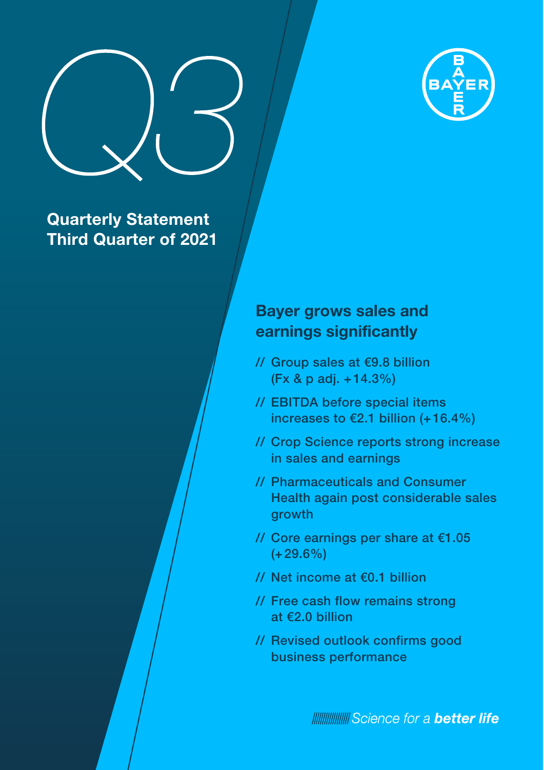# Q3

## Quarterly Statement Third Quarter of 2021

BAYER

## Bayer grows sales and earnings significantly

- // Group sales at €9.8 billion (Fx & p adj. +14.3%)
- // EBITDA before special items increases to €2.1 billion (+16.4%)
- // Crop Science reports strong increase in sales and earnings
- // Pharmaceuticals and Consumer Health again post considerable sales growth
- // Core earnings per share at €1.05 (+29.6%)
- // Net income at €0.1 billion
- // Free cash flow remains strong at €2.0 billion
- // Revised outlook confirms good business performance

Science for a **better life**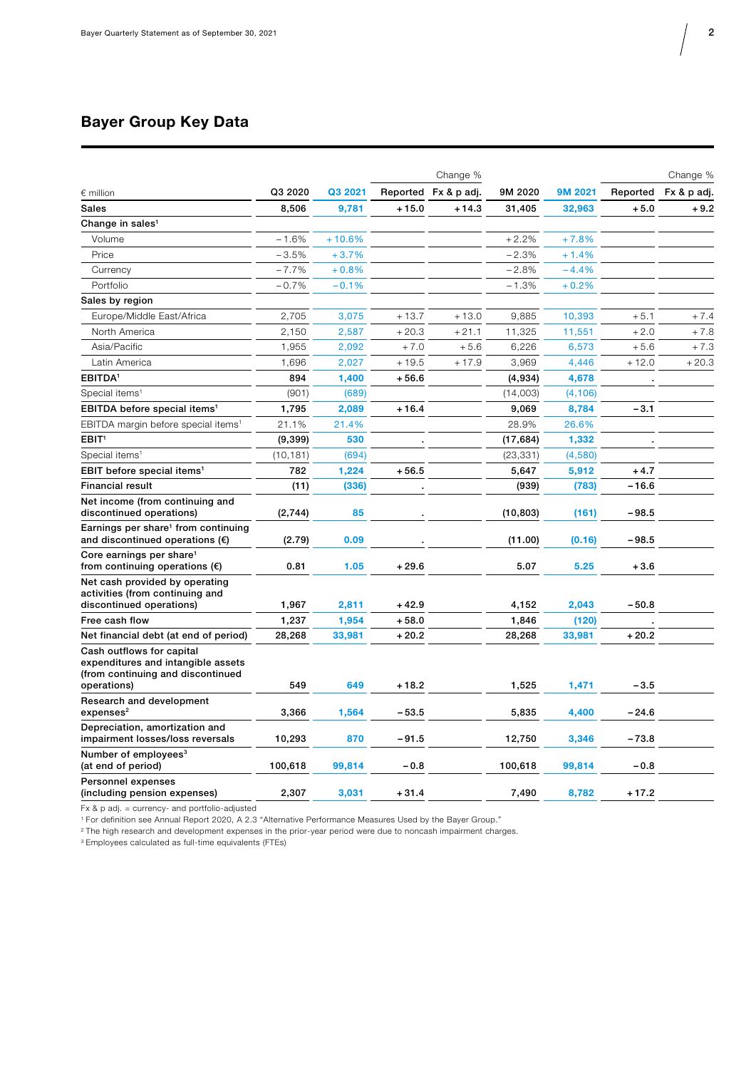## Bayer Group Key Data

| € million | Q3 2020 | Q3 2021 | Change % Reported | Change % Fx & p adj. | 9M 2020 | 9M 2021 | Change % Reported | Change % Fx & p adj. |
|---|---|---|---|---|---|---|---|---|
| **Sales** | **8,506** | **9,781** | **+15.0** | **+14.3** | **31,405** | **32,963** | **+5.0** | **+9.2** |
| **Change in sales**[1] | | | | | | | | |
| Volume | −1.6% | +10.6% | | | +2.2% | +7.8% | | |
| Price | −3.5% | +3.7% | | | −2.3% | +1.4% | | |
| Currency | −7.7% | +0.8% | | | −2.8% | −4.4% | | |
| Portfolio | −0.7% | −0.1% | | | −1.3% | +0.2% | | |
| **Sales by region** | | | | | | | | |
| Europe/Middle East/Africa | 2,705 | 3,075 | +13.7 | +13.0 | 9,885 | 10,393 | +5.1 | +7.4 |
| North America | 2,150 | 2,587 | +20.3 | +21.1 | 11,325 | 11,551 | +2.0 | +7.8 |
| Asia/Pacific | 1,955 | 2,092 | +7.0 | +5.6 | 6,226 | 6,573 | +5.6 | +7.3 |
| Latin America | 1,696 | 2,027 | +19.5 | +17.9 | 3,969 | 4,446 | +12.0 | +20.3 |
| **EBITDA**[1] | **894** | **1,400** | **+56.6** | | **(4,934)** | **4,678** | **.** | |
| Special items[1] | (901) | (689) | | | (14,003) | (4,106) | | |
| **EBITDA before special items**[1] | **1,795** | **2,089** | **+16.4** | | **9,069** | **8,784** | **−3.1** | |
| EBITDA margin before special items[1] | 21.1% | 21.4% | | | 28.9% | 26.6% | | |
| **EBIT**[1] | **(9,399)** | **530** | **.** | | **(17,684)** | **1,332** | **.** | |
| Special items[1] | (10,181) | (694) | | | (23,331) | (4,580) | | |
| **EBIT before special items**[1] | **782** | **1,224** | **+56.5** | | **5,647** | **5,912** | **+4.7** | |
| **Financial result** | **(11)** | **(336)** | **.** | | **(939)** | **(783)** | **−16.6** | |
| **Net income (from continuing and discontinued operations)** | **(2,744)** | **85** | **.** | | **(10,803)** | **(161)** | **−98.5** | |
| **Earnings per share**[1] **from continuing and discontinued operations (€)** | **(2.79)** | **0.09** | **.** | | **(11.00)** | **(0.16)** | **−98.5** | |
| **Core earnings per share**[1] **from continuing operations (€)** | **0.81** | **1.05** | **+29.6** | | **5.07** | **5.25** | **+3.6** | |
| **Net cash provided by operating activities (from continuing and discontinued operations)** | **1,967** | **2,811** | **+42.9** | | **4,152** | **2,043** | **−50.8** | |
| **Free cash flow** | **1,237** | **1,954** | **+58.0** | | **1,846** | **(120)** | **.** | |
| **Net financial debt (at end of period)** | **28,268** | **33,981** | **+20.2** | | **28,268** | **33,981** | **+20.2** | |
| **Cash outflows for capital expenditures and intangible assets (from continuing and discontinued operations)** | **549** | **649** | **+18.2** | | **1,525** | **1,471** | **−3.5** | |
| **Research and development expenses**[2] | **3,366** | **1,564** | **−53.5** | | **5,835** | **4,400** | **−24.6** | |
| **Depreciation, amortization and impairment losses/loss reversals** | **10,293** | **870** | **−91.5** | | **12,750** | **3,346** | **−73.8** | |
| **Number of employees**[3] **(at end of period)** | **100,618** | **99,814** | **−0.8** | | **100,618** | **99,814** | **−0.8** | |
| **Personnel expenses (including pension expenses)** | **2,307** | **3,031** | **+31.4** | | **7,490** | **8,782** | **+17.2** | |

Fx & p adj. = currency- and portfolio-adjusted

[1] For definition see Annual Report 2020, A 2.3 "Alternative Performance Measures Used by the Bayer Group."

[2] The high research and development expenses in the prior-year period were due to noncash impairment charges.

[3] Employees calculated as full-time equivalents (FTEs)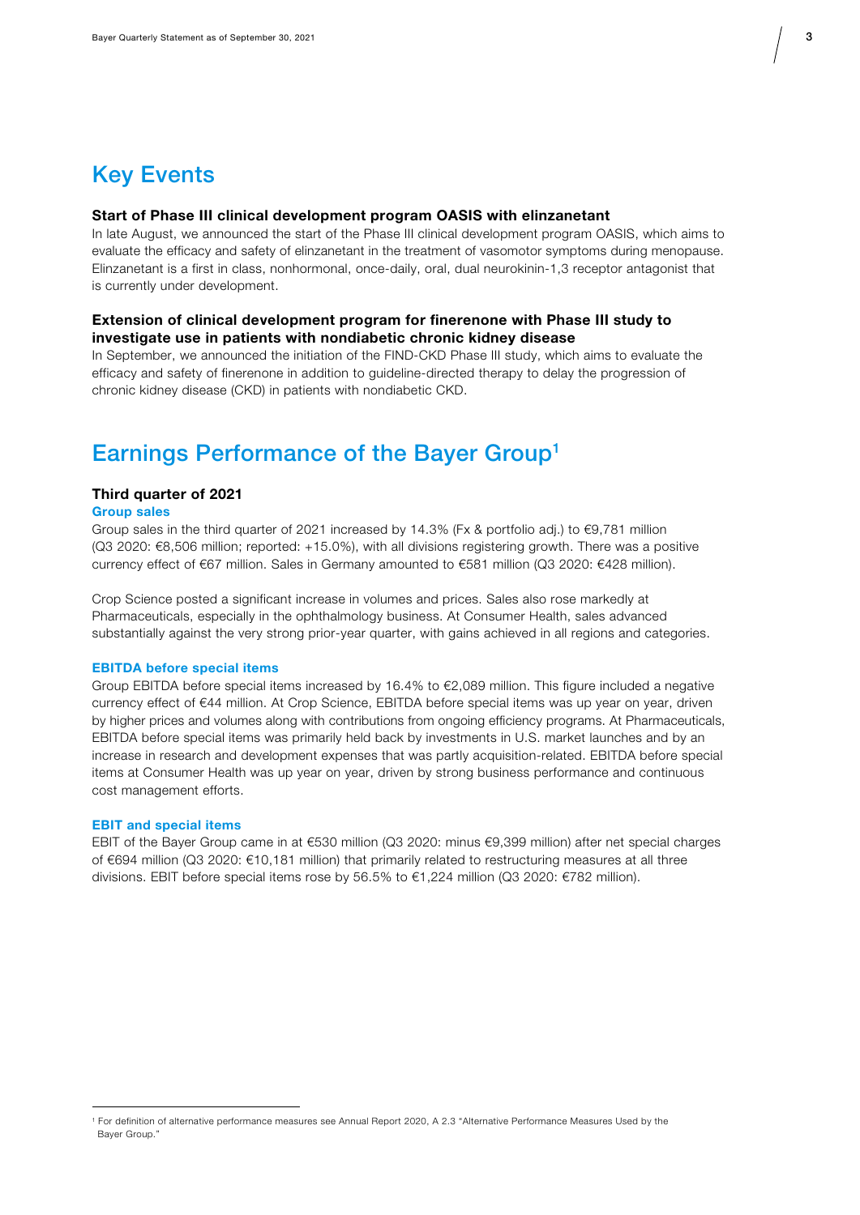# Key Events

### Start of Phase III clinical development program OASIS with elinzanetant

In late August, we announced the start of the Phase III clinical development program OASIS, which aims to evaluate the efficacy and safety of elinzanetant in the treatment of vasomotor symptoms during menopause. Elinzanetant is a first in class, nonhormonal, once-daily, oral, dual neurokinin-1,3 receptor antagonist that is currently under development.

### Extension of clinical development program for finerenone with Phase III study to investigate use in patients with nondiabetic chronic kidney disease

In September, we announced the initiation of the FIND-CKD Phase III study, which aims to evaluate the efficacy and safety of finerenone in addition to guideline-directed therapy to delay the progression of chronic kidney disease (CKD) in patients with nondiabetic CKD.

# Earnings Performance of the Bayer Group[1]

### Third quarter of 2021

#### Group sales

Group sales in the third quarter of 2021 increased by 14.3% (Fx & portfolio adj.) to €9,781 million (Q3 2020: €8,506 million; reported: +15.0%), with all divisions registering growth. There was a positive currency effect of €67 million. Sales in Germany amounted to €581 million (Q3 2020: €428 million).

Crop Science posted a significant increase in volumes and prices. Sales also rose markedly at Pharmaceuticals, especially in the ophthalmology business. At Consumer Health, sales advanced substantially against the very strong prior-year quarter, with gains achieved in all regions and categories.

#### EBITDA before special items

Group EBITDA before special items increased by 16.4% to €2,089 million. This figure included a negative currency effect of €44 million. At Crop Science, EBITDA before special items was up year on year, driven by higher prices and volumes along with contributions from ongoing efficiency programs. At Pharmaceuticals, EBITDA before special items was primarily held back by investments in U.S. market launches and by an increase in research and development expenses that was partly acquisition-related. EBITDA before special items at Consumer Health was up year on year, driven by strong business performance and continuous cost management efforts.

#### EBIT and special items

EBIT of the Bayer Group came in at €530 million (Q3 2020: minus €9,399 million) after net special charges of €694 million (Q3 2020: €10,181 million) that primarily related to restructuring measures at all three divisions. EBIT before special items rose by 56.5% to €1,224 million (Q3 2020: €782 million).

---

[1] For definition of alternative performance measures see Annual Report 2020, A 2.3 "Alternative Performance Measures Used by the Bayer Group."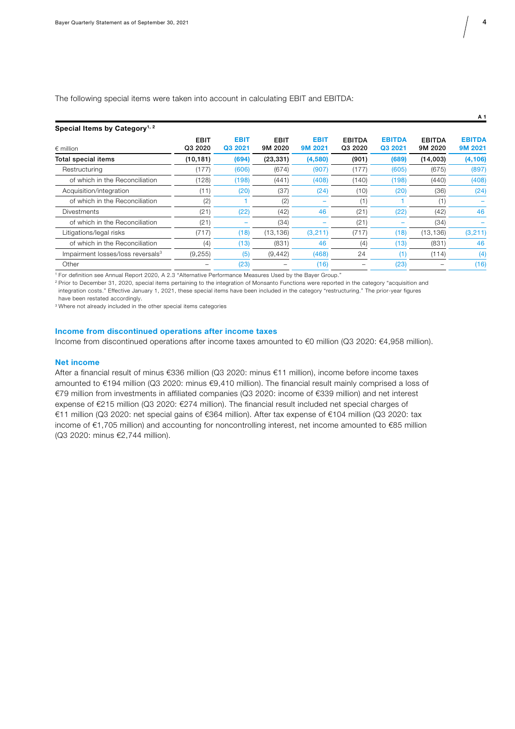The following special items were taken into account in calculating EBIT and EBITDA:

A 1

**Special Items by Category[1, 2]**

| € million | EBIT Q3 2020 | EBIT Q3 2021 | EBIT 9M 2020 | EBIT 9M 2021 | EBITDA Q3 2020 | EBITDA Q3 2021 | EBITDA 9M 2020 | EBITDA 9M 2021 |
|---|---|---|---|---|---|---|---|---|
| **Total special items** | **(10,181)** | **(694)** | **(23,331)** | **(4,580)** | **(901)** | **(689)** | **(14,003)** | **(4,106)** |
| Restructuring | (177) | (606) | (674) | (907) | (177) | (605) | (675) | (897) |
| of which in the Reconciliation | (128) | (198) | (441) | (408) | (140) | (198) | (440) | (408) |
| Acquisition/integration | (11) | (20) | (37) | (24) | (10) | (20) | (36) | (24) |
| of which in the Reconciliation | (2) | 1 | (2) | – | (1) | 1 | (1) | – |
| Divestments | (21) | (22) | (42) | 46 | (21) | (22) | (42) | 46 |
| of which in the Reconciliation | (21) | – | (34) | – | (21) | – | (34) | – |
| Litigations/legal risks | (717) | (18) | (13,136) | (3,211) | (717) | (18) | (13,136) | (3,211) |
| of which in the Reconciliation | (4) | (13) | (831) | 46 | (4) | (13) | (831) | 46 |
| Impairment losses/loss reversals[3] | (9,255) | (5) | (9,442) | (468) | 24 | (1) | (114) | (4) |
| Other | – | (23) | – | (16) | – | (23) | – | (16) |

[1] For definition see Annual Report 2020, A 2.3 "Alternative Performance Measures Used by the Bayer Group."
[2] Prior to December 31, 2020, special items pertaining to the integration of Monsanto Functions were reported in the category "acquisition and integration costs." Effective January 1, 2021, these special items have been included in the category "restructuring." The prior-year figures have been restated accordingly.
[3] Where not already included in the other special items categories

## Income from discontinued operations after income taxes

Income from discontinued operations after income taxes amounted to €0 million (Q3 2020: €4,958 million).

## Net income

After a financial result of minus €336 million (Q3 2020: minus €11 million), income before income taxes amounted to €194 million (Q3 2020: minus €9,410 million). The financial result mainly comprised a loss of €79 million from investments in affiliated companies (Q3 2020: income of €339 million) and net interest expense of €215 million (Q3 2020: €274 million). The financial result included net special charges of €11 million (Q3 2020: net special gains of €364 million). After tax expense of €104 million (Q3 2020: tax income of €1,705 million) and accounting for noncontrolling interest, net income amounted to €85 million (Q3 2020: minus €2,744 million).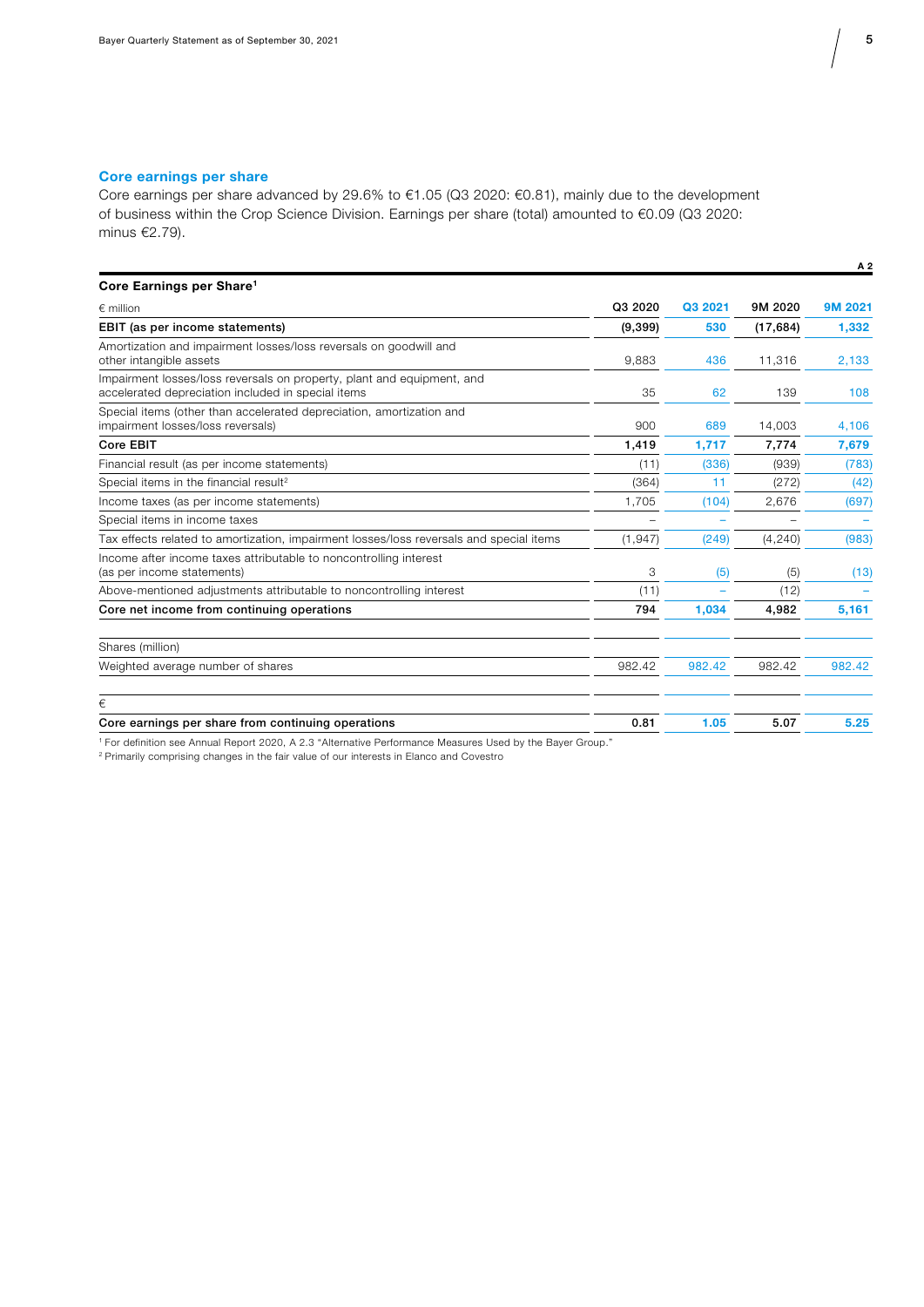## Core earnings per share

Core earnings per share advanced by 29.6% to €1.05 (Q3 2020: €0.81), mainly due to the development of business within the Crop Science Division. Earnings per share (total) amounted to €0.09 (Q3 2020: minus €2.79).

A 2

**Core Earnings per Share**[1]

| € million | Q3 2020 | Q3 2021 | 9M 2020 | 9M 2021 |
|---|---|---|---|---|
| **EBIT (as per income statements)** | **(9,399)** | **530** | **(17,684)** | **1,332** |
| Amortization and impairment losses/loss reversals on goodwill and other intangible assets | 9,883 | 436 | 11,316 | 2,133 |
| Impairment losses/loss reversals on property, plant and equipment, and accelerated depreciation included in special items | 35 | 62 | 139 | 108 |
| Special items (other than accelerated depreciation, amortization and impairment losses/loss reversals) | 900 | 689 | 14,003 | 4,106 |
| **Core EBIT** | **1,419** | **1,717** | **7,774** | **7,679** |
| Financial result (as per income statements) | (11) | (336) | (939) | (783) |
| Special items in the financial result[2] | (364) | 11 | (272) | (42) |
| Income taxes (as per income statements) | 1,705 | (104) | 2,676 | (697) |
| Special items in income taxes | – | – | – | – |
| Tax effects related to amortization, impairment losses/loss reversals and special items | (1,947) | (249) | (4,240) | (983) |
| Income after income taxes attributable to noncontrolling interest (as per income statements) | 3 | (5) | (5) | (13) |
| Above-mentioned adjustments attributable to noncontrolling interest | (11) | – | (12) | – |
| **Core net income from continuing operations** | **794** | **1,034** | **4,982** | **5,161** |
| | | | | |
| Shares (million) | | | | |
| Weighted average number of shares | 982.42 | 982.42 | 982.42 | 982.42 |
| | | | | |
| € | | | | |
| **Core earnings per share from continuing operations** | **0.81** | **1.05** | **5.07** | **5.25** |

[1] For definition see Annual Report 2020, A 2.3 "Alternative Performance Measures Used by the Bayer Group."
[2] Primarily comprising changes in the fair value of our interests in Elanco and Covestro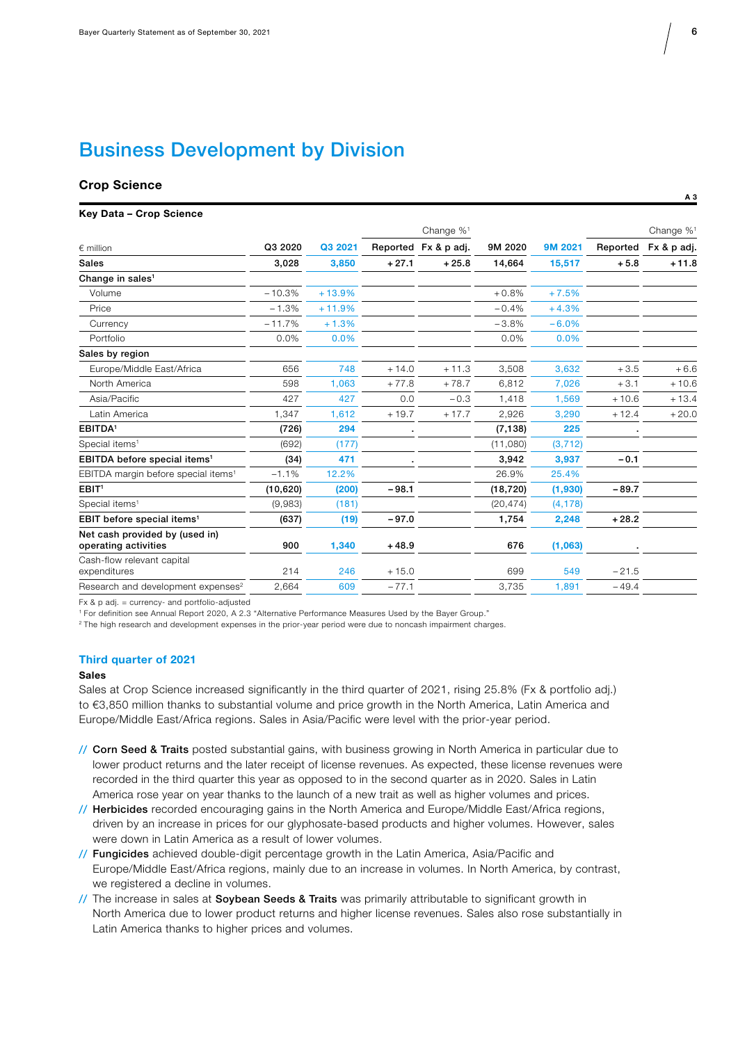# Business Development by Division

## Crop Science

A 3

**Key Data – Crop Science**

| € million | Q3 2020 | Q3 2021 | Change %[1] Reported | Change %[1] Fx & p adj. | 9M 2020 | 9M 2021 | Change %[1] Reported | Change %[1] Fx & p adj. |
|---|---|---|---|---|---|---|---|---|
| **Sales** | **3,028** | **3,850** | **+27.1** | **+25.8** | **14,664** | **15,517** | **+5.8** | **+11.8** |
| **Change in sales[1]** | | | | | | | | |
| Volume | −10.3% | +13.9% | | | +0.8% | +7.5% | | |
| Price | −1.3% | +11.9% | | | −0.4% | +4.3% | | |
| Currency | −11.7% | +1.3% | | | −3.8% | −6.0% | | |
| Portfolio | 0.0% | 0.0% | | | 0.0% | 0.0% | | |
| **Sales by region** | | | | | | | | |
| Europe/Middle East/Africa | 656 | 748 | +14.0 | +11.3 | 3,508 | 3,632 | +3.5 | +6.6 |
| North America | 598 | 1,063 | +77.8 | +78.7 | 6,812 | 7,026 | +3.1 | +10.6 |
| Asia/Pacific | 427 | 427 | 0.0 | −0.3 | 1,418 | 1,569 | +10.6 | +13.4 |
| Latin America | 1,347 | 1,612 | +19.7 | +17.7 | 2,926 | 3,290 | +12.4 | +20.0 |
| **EBITDA[1]** | **(726)** | **294** | **.** | | **(7,138)** | **225** | **.** | |
| Special items[1] | (692) | (177) | | | (11,080) | (3,712) | | |
| **EBITDA before special items[1]** | **(34)** | **471** | **.** | | **3,942** | **3,937** | **−0.1** | |
| EBITDA margin before special items[1] | −1.1% | 12.2% | | | 26.9% | 25.4% | | |
| **EBIT[1]** | **(10,620)** | **(200)** | **−98.1** | | **(18,720)** | **(1,930)** | **−89.7** | |
| Special items[1] | (9,983) | (181) | | | (20,474) | (4,178) | | |
| **EBIT before special items[1]** | **(637)** | **(19)** | **−97.0** | | **1,754** | **2,248** | **+28.2** | |
| **Net cash provided by (used in) operating activities** | **900** | **1,340** | **+48.9** | | **676** | **(1,063)** | **.** | |
| Cash-flow relevant capital expenditures | 214 | 246 | +15.0 | | 699 | 549 | −21.5 | |
| Research and development expenses[2] | 2,664 | 609 | −77.1 | | 3,735 | 1,891 | −49.4 | |

Fx & p adj. = currency- and portfolio-adjusted
[1] For definition see Annual Report 2020, A 2.3 "Alternative Performance Measures Used by the Bayer Group."
[2] The high research and development expenses in the prior-year period were due to noncash impairment charges.

### Third quarter of 2021

**Sales**

Sales at Crop Science increased significantly in the third quarter of 2021, rising 25.8% (Fx & portfolio adj.) to €3,850 million thanks to substantial volume and price growth in the North America, Latin America and Europe/Middle East/Africa regions. Sales in Asia/Pacific were level with the prior-year period.

- **Corn Seed & Traits** posted substantial gains, with business growing in North America in particular due to lower product returns and the later receipt of license revenues. As expected, these license revenues were recorded in the third quarter this year as opposed to in the second quarter as in 2020. Sales in Latin America rose year on year thanks to the launch of a new trait as well as higher volumes and prices.
- **Herbicides** recorded encouraging gains in the North America and Europe/Middle East/Africa regions, driven by an increase in prices for our glyphosate-based products and higher volumes. However, sales were down in Latin America as a result of lower volumes.
- **Fungicides** achieved double-digit percentage growth in the Latin America, Asia/Pacific and Europe/Middle East/Africa regions, mainly due to an increase in volumes. In North America, by contrast, we registered a decline in volumes.
- The increase in sales at **Soybean Seeds & Traits** was primarily attributable to significant growth in North America due to lower product returns and higher license revenues. Sales also rose substantially in Latin America thanks to higher prices and volumes.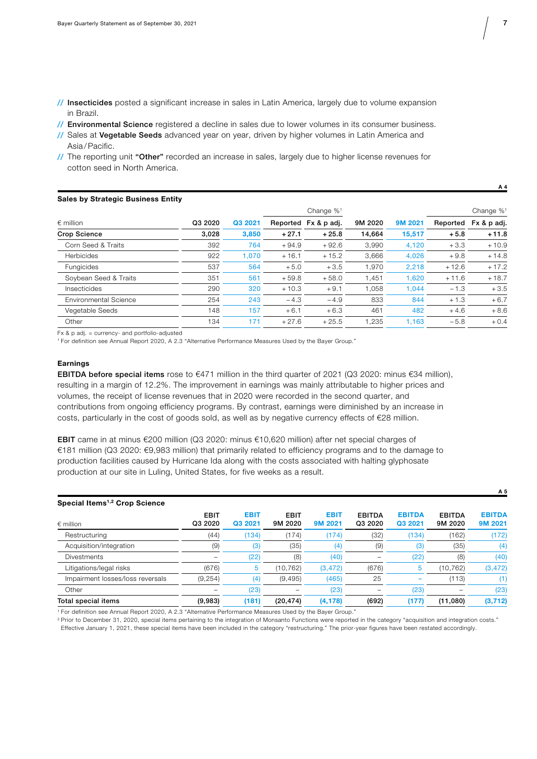- // **Insecticides** posted a significant increase in sales in Latin America, largely due to volume expansion in Brazil.
- // **Environmental Science** registered a decline in sales due to lower volumes in its consumer business.
- // Sales at **Vegetable Seeds** advanced year on year, driven by higher volumes in Latin America and Asia / Pacific.
- // The reporting unit **"Other"** recorded an increase in sales, largely due to higher license revenues for cotton seed in North America.

A 4

**Sales by Strategic Business Entity**

| € million | Q3 2020 | Q3 2021 | Change %[1] Reported | Change %[1] Fx & p adj. | 9M 2020 | 9M 2021 | Change %[1] Reported | Change %[1] Fx & p adj. |
|---|---|---|---|---|---|---|---|---|
| **Crop Science** | **3,028** | **3,850** | **+27.1** | **+25.8** | **14,664** | **15,517** | **+5.8** | **+11.8** |
| Corn Seed & Traits | 392 | 764 | +94.9 | +92.6 | 3,990 | 4,120 | +3.3 | +10.9 |
| Herbicides | 922 | 1,070 | +16.1 | +15.2 | 3,666 | 4,026 | +9.8 | +14.8 |
| Fungicides | 537 | 564 | +5.0 | +3.5 | 1,970 | 2,218 | +12.6 | +17.2 |
| Soybean Seed & Traits | 351 | 561 | +59.8 | +58.0 | 1,451 | 1,620 | +11.6 | +18.7 |
| Insecticides | 290 | 320 | +10.3 | +9.1 | 1,058 | 1,044 | −1.3 | +3.5 |
| Environmental Science | 254 | 243 | −4.3 | −4.9 | 833 | 844 | +1.3 | +6.7 |
| Vegetable Seeds | 148 | 157 | +6.1 | +6.3 | 461 | 482 | +4.6 | +8.6 |
| Other | 134 | 171 | +27.6 | +25.5 | 1,235 | 1,163 | −5.8 | +0.4 |

Fx & p adj. = currency- and portfolio-adjusted
[1] For definition see Annual Report 2020, A 2.3 "Alternative Performance Measures Used by the Bayer Group."

**Earnings**

**EBITDA before special items** rose to €471 million in the third quarter of 2021 (Q3 2020: minus €34 million), resulting in a margin of 12.2%. The improvement in earnings was mainly attributable to higher prices and volumes, the receipt of license revenues that in 2020 were recorded in the second quarter, and contributions from ongoing efficiency programs. By contrast, earnings were diminished by an increase in costs, particularly in the cost of goods sold, as well as by negative currency effects of €28 million.

**EBIT** came in at minus €200 million (Q3 2020: minus €10,620 million) after net special charges of €181 million (Q3 2020: €9,983 million) that primarily related to efficiency programs and to the damage to production facilities caused by Hurricane Ida along with the costs associated with halting glyphosate production at our site in Luling, United States, for five weeks as a result.

A 5

**Special Items[1,2] Crop Science**

| € million | EBIT Q3 2020 | EBIT Q3 2021 | EBIT 9M 2020 | EBIT 9M 2021 | EBITDA Q3 2020 | EBITDA Q3 2021 | EBITDA 9M 2020 | EBITDA 9M 2021 |
|---|---|---|---|---|---|---|---|---|
| Restructuring | (44) | (134) | (174) | (174) | (32) | (134) | (162) | (172) |
| Acquisition/integration | (9) | (3) | (35) | (4) | (9) | (3) | (35) | (4) |
| Divestments | – | (22) | (8) | (40) | – | (22) | (8) | (40) |
| Litigations/legal risks | (676) | 5 | (10,762) | (3,472) | (676) | 5 | (10,762) | (3,472) |
| Impairment losses/loss reversals | (9,254) | (4) | (9,495) | (465) | 25 | – | (113) | (1) |
| Other | – | (23) | – | (23) | – | (23) | – | (23) |
| **Total special items** | **(9,983)** | **(181)** | **(20,474)** | **(4,178)** | **(692)** | **(177)** | **(11,080)** | **(3,712)** |

[1] For definition see Annual Report 2020, A 2.3 "Alternative Performance Measures Used by the Bayer Group."
[2] Prior to December 31, 2020, special items pertaining to the integration of Monsanto Functions were reported in the category "acquisition and integration costs." Effective January 1, 2021, these special items have been included in the category "restructuring." The prior-year figures have been restated accordingly.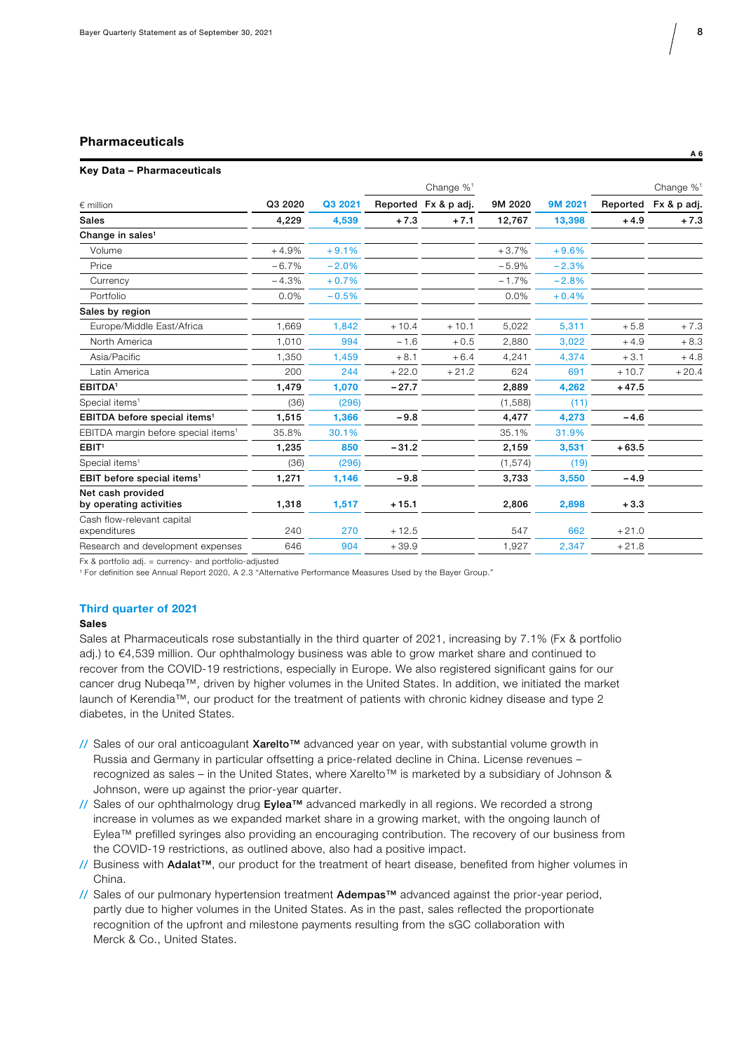## Pharmaceuticals

A 6

**Key Data – Pharmaceuticals**

| € million | Q3 2020 | Q3 2021 | Change %[1] Reported | Change %[1] Fx & p adj. | 9M 2020 | 9M 2021 | Change %[1] Reported | Change %[1] Fx & p adj. |
|---|---|---|---|---|---|---|---|---|
| **Sales** | **4,229** | **4,539** | **+7.3** | **+7.1** | **12,767** | **13,398** | **+4.9** | **+7.3** |
| **Change in sales[1]** | | | | | | | | |
| Volume | +4.9% | +9.1% | | | +3.7% | +9.6% | | |
| Price | −6.7% | −2.0% | | | −5.9% | −2.3% | | |
| Currency | −4.3% | +0.7% | | | −1.7% | −2.8% | | |
| Portfolio | 0.0% | −0.5% | | | 0.0% | +0.4% | | |
| **Sales by region** | | | | | | | | |
| Europe/Middle East/Africa | 1,669 | 1,842 | +10.4 | +10.1 | 5,022 | 5,311 | +5.8 | +7.3 |
| North America | 1,010 | 994 | −1.6 | +0.5 | 2,880 | 3,022 | +4.9 | +8.3 |
| Asia/Pacific | 1,350 | 1,459 | +8.1 | +6.4 | 4,241 | 4,374 | +3.1 | +4.8 |
| Latin America | 200 | 244 | +22.0 | +21.2 | 624 | 691 | +10.7 | +20.4 |
| **EBITDA[1]** | **1,479** | **1,070** | **−27.7** | | **2,889** | **4,262** | **+47.5** | |
| Special items[1] | (36) | (296) | | | (1,588) | (11) | | |
| **EBITDA before special items[1]** | **1,515** | **1,366** | **−9.8** | | **4,477** | **4,273** | **−4.6** | |
| EBITDA margin before special items[1] | 35.8% | 30.1% | | | 35.1% | 31.9% | | |
| **EBIT[1]** | **1,235** | **850** | **−31.2** | | **2,159** | **3,531** | **+63.5** | |
| Special items[1] | (36) | (296) | | | (1,574) | (19) | | |
| **EBIT before special items[1]** | **1,271** | **1,146** | **−9.8** | | **3,733** | **3,550** | **−4.9** | |
| **Net cash provided by operating activities** | **1,318** | **1,517** | **+15.1** | | **2,806** | **2,898** | **+3.3** | |
| Cash flow-relevant capital expenditures | 240 | 270 | +12.5 | | 547 | 662 | +21.0 | |
| Research and development expenses | 646 | 904 | +39.9 | | 1,927 | 2,347 | +21.8 | |

Fx & portfolio adj. = currency- and portfolio-adjusted

[1] For definition see Annual Report 2020, A 2.3 "Alternative Performance Measures Used by the Bayer Group."

### Third quarter of 2021

**Sales**

Sales at Pharmaceuticals rose substantially in the third quarter of 2021, increasing by 7.1% (Fx & portfolio adj.) to €4,539 million. Our ophthalmology business was able to grow market share and continued to recover from the COVID-19 restrictions, especially in Europe. We also registered significant gains for our cancer drug Nubeqa™, driven by higher volumes in the United States. In addition, we initiated the market launch of Kerendia™, our product for the treatment of patients with chronic kidney disease and type 2 diabetes, in the United States.

- Sales of our oral anticoagulant **Xarelto™** advanced year on year, with substantial volume growth in Russia and Germany in particular offsetting a price-related decline in China. License revenues – recognized as sales – in the United States, where Xarelto™ is marketed by a subsidiary of Johnson & Johnson, were up against the prior-year quarter.
- Sales of our ophthalmology drug **Eylea™** advanced markedly in all regions. We recorded a strong increase in volumes as we expanded market share in a growing market, with the ongoing launch of Eylea™ prefilled syringes also providing an encouraging contribution. The recovery of our business from the COVID-19 restrictions, as outlined above, also had a positive impact.
- Business with **Adalat™**, our product for the treatment of heart disease, benefited from higher volumes in China.
- Sales of our pulmonary hypertension treatment **Adempas™** advanced against the prior-year period, partly due to higher volumes in the United States. As in the past, sales reflected the proportionate recognition of the upfront and milestone payments resulting from the sGC collaboration with Merck & Co., United States.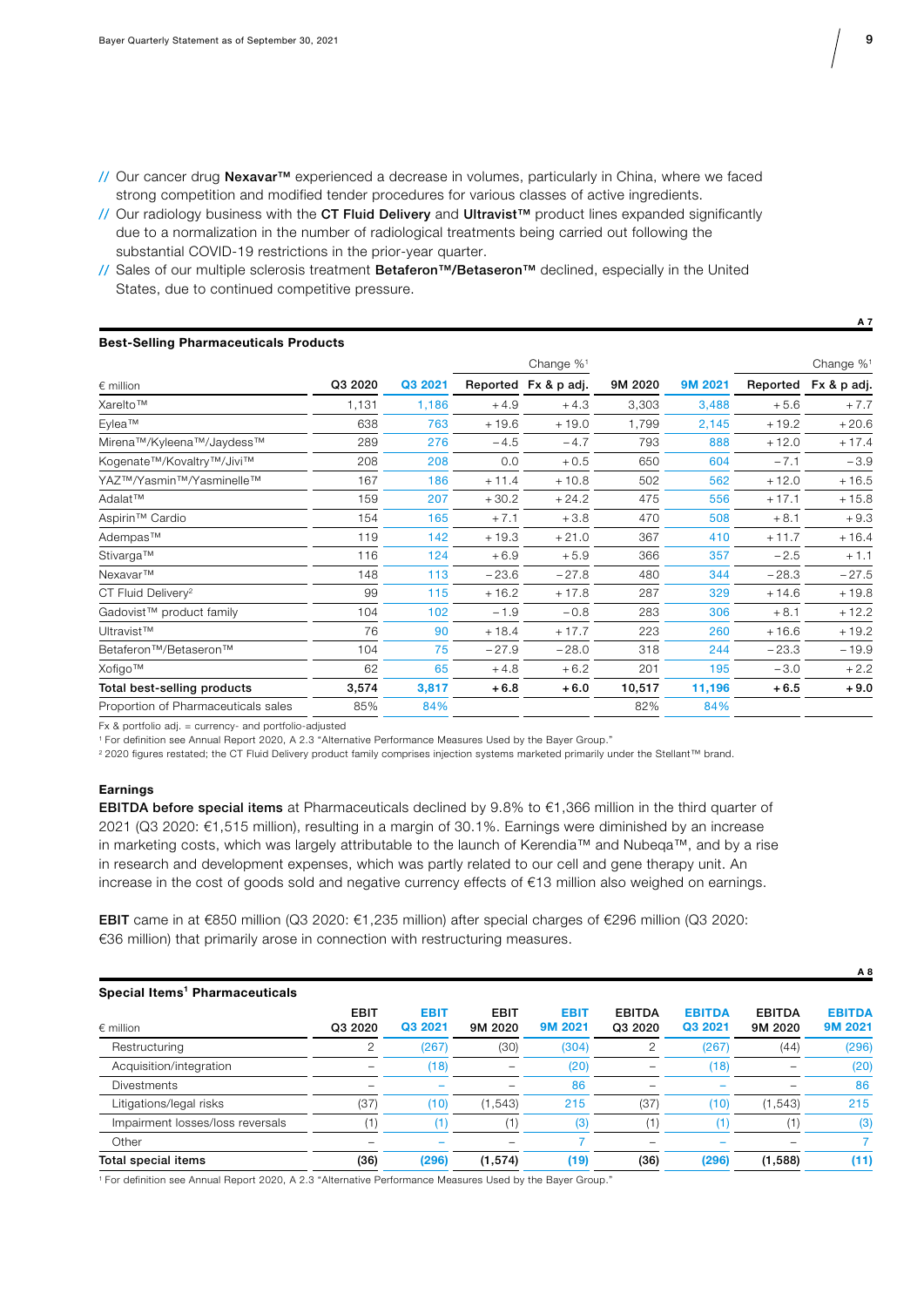// Our cancer drug **Nexavar™** experienced a decrease in volumes, particularly in China, where we faced strong competition and modified tender procedures for various classes of active ingredients.

// Our radiology business with the **CT Fluid Delivery** and **Ultravist™** product lines expanded significantly due to a normalization in the number of radiological treatments being carried out following the substantial COVID-19 restrictions in the prior-year quarter.

// Sales of our multiple sclerosis treatment **Betaferon™/Betaseron™** declined, especially in the United States, due to continued competitive pressure.

A 7

**Best-Selling Pharmaceuticals Products**

| € million | Q3 2020 | Q3 2021 | Change %[1] | | 9M 2020 | 9M 2021 | Change %[1] | |
|---|---|---|---|---|---|---|---|---|
| | | | Reported | Fx & p adj. | | | Reported | Fx & p adj. |
| Xarelto™ | 1,131 | 1,186 | +4.9 | +4.3 | 3,303 | 3,488 | +5.6 | +7.7 |
| Eylea™ | 638 | 763 | +19.6 | +19.0 | 1,799 | 2,145 | +19.2 | +20.6 |
| Mirena™/Kyleena™/Jaydess™ | 289 | 276 | −4.5 | −4.7 | 793 | 888 | +12.0 | +17.4 |
| Kogenate™/Kovaltry™/Jivi™ | 208 | 208 | 0.0 | +0.5 | 650 | 604 | −7.1 | −3.9 |
| YAZ™/Yasmin™/Yasminelle™ | 167 | 186 | +11.4 | +10.8 | 502 | 562 | +12.0 | +16.5 |
| Adalat™ | 159 | 207 | +30.2 | +24.2 | 475 | 556 | +17.1 | +15.8 |
| Aspirin™ Cardio | 154 | 165 | +7.1 | +3.8 | 470 | 508 | +8.1 | +9.3 |
| Adempas™ | 119 | 142 | +19.3 | +21.0 | 367 | 410 | +11.7 | +16.4 |
| Stivarga™ | 116 | 124 | +6.9 | +5.9 | 366 | 357 | −2.5 | +1.1 |
| Nexavar™ | 148 | 113 | −23.6 | −27.8 | 480 | 344 | −28.3 | −27.5 |
| CT Fluid Delivery[2] | 99 | 115 | +16.2 | +17.8 | 287 | 329 | +14.6 | +19.8 |
| Gadovist™ product family | 104 | 102 | −1.9 | −0.8 | 283 | 306 | +8.1 | +12.2 |
| Ultravist™ | 76 | 90 | +18.4 | +17.7 | 223 | 260 | +16.6 | +19.2 |
| Betaferon™/Betaseron™ | 104 | 75 | −27.9 | −28.0 | 318 | 244 | −23.3 | −19.9 |
| Xofigo™ | 62 | 65 | +4.8 | +6.2 | 201 | 195 | −3.0 | +2.2 |
| **Total best-selling products** | **3,574** | **3,817** | **+6.8** | **+6.0** | **10,517** | **11,196** | **+6.5** | **+9.0** |
| Proportion of Pharmaceuticals sales | 85% | 84% | | | 82% | 84% | | |

Fx & portfolio adj. = currency- and portfolio-adjusted

[1] For definition see Annual Report 2020, A 2.3 "Alternative Performance Measures Used by the Bayer Group."

[2] 2020 figures restated; the CT Fluid Delivery product family comprises injection systems marketed primarily under the Stellant™ brand.

**Earnings**

**EBITDA before special items** at Pharmaceuticals declined by 9.8% to €1,366 million in the third quarter of 2021 (Q3 2020: €1,515 million), resulting in a margin of 30.1%. Earnings were diminished by an increase in marketing costs, which was largely attributable to the launch of Kerendia™ and Nubeqa™, and by a rise in research and development expenses, which was partly related to our cell and gene therapy unit. An increase in the cost of goods sold and negative currency effects of €13 million also weighed on earnings.

**EBIT** came in at €850 million (Q3 2020: €1,235 million) after special charges of €296 million (Q3 2020: €36 million) that primarily arose in connection with restructuring measures.

A 8

**Special Items[1] Pharmaceuticals**

| € million | EBIT Q3 2020 | EBIT Q3 2021 | EBIT 9M 2020 | EBIT 9M 2021 | EBITDA Q3 2020 | EBITDA Q3 2021 | EBITDA 9M 2020 | EBITDA 9M 2021 |
|---|---|---|---|---|---|---|---|---|
| Restructuring | 2 | (267) | (30) | (304) | 2 | (267) | (44) | (296) |
| Acquisition/integration | – | (18) | – | (20) | – | (18) | – | (20) |
| Divestments | – | – | – | 86 | – | – | – | 86 |
| Litigations/legal risks | (37) | (10) | (1,543) | 215 | (37) | (10) | (1,543) | 215 |
| Impairment losses/loss reversals | (1) | (1) | (1) | (3) | (1) | (1) | (1) | (3) |
| Other | – | – | – | 7 | – | – | – | 7 |
| **Total special items** | **(36)** | **(296)** | **(1,574)** | **(19)** | **(36)** | **(296)** | **(1,588)** | **(11)** |

[1] For definition see Annual Report 2020, A 2.3 "Alternative Performance Measures Used by the Bayer Group."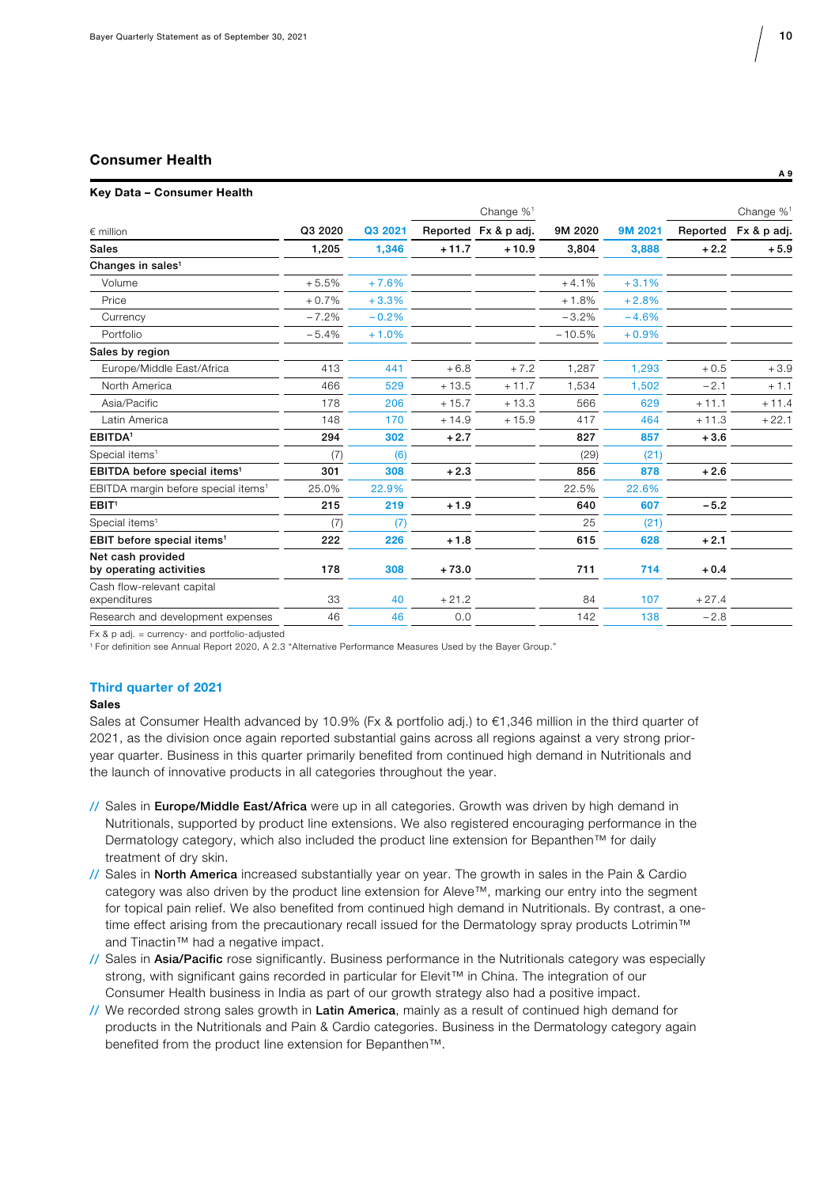## Consumer Health

A 9

**Key Data – Consumer Health**

| € million | Q3 2020 | Q3 2021 | Change %[1] Reported | Change %[1] Fx & p adj. | 9M 2020 | 9M 2021 | Change %[1] Reported | Change %[1] Fx & p adj. |
|---|---|---|---|---|---|---|---|---|
| **Sales** | **1,205** | **1,346** | **+11.7** | **+10.9** | **3,804** | **3,888** | **+2.2** | **+5.9** |
| **Changes in sales**[1] | | | | | | | | |
| Volume | +5.5% | +7.6% | | | +4.1% | +3.1% | | |
| Price | +0.7% | +3.3% | | | +1.8% | +2.8% | | |
| Currency | −7.2% | −0.2% | | | −3.2% | −4.6% | | |
| Portfolio | −5.4% | +1.0% | | | −10.5% | +0.9% | | |
| **Sales by region** | | | | | | | | |
| Europe/Middle East/Africa | 413 | 441 | +6.8 | +7.2 | 1,287 | 1,293 | +0.5 | +3.9 |
| North America | 466 | 529 | +13.5 | +11.7 | 1,534 | 1,502 | −2.1 | +1.1 |
| Asia/Pacific | 178 | 206 | +15.7 | +13.3 | 566 | 629 | +11.1 | +11.4 |
| Latin America | 148 | 170 | +14.9 | +15.9 | 417 | 464 | +11.3 | +22.1 |
| **EBITDA**[1] | **294** | **302** | **+2.7** | | **827** | **857** | **+3.6** | |
| Special items[1] | (7) | (6) | | | (29) | (21) | | |
| **EBITDA before special items**[1] | **301** | **308** | **+2.3** | | **856** | **878** | **+2.6** | |
| EBITDA margin before special items[1] | 25.0% | 22.9% | | | 22.5% | 22.6% | | |
| **EBIT**[1] | **215** | **219** | **+1.9** | | **640** | **607** | **−5.2** | |
| Special items[1] | (7) | (7) | | | 25 | (21) | | |
| **EBIT before special items**[1] | **222** | **226** | **+1.8** | | **615** | **628** | **+2.1** | |
| **Net cash provided by operating activities** | **178** | **308** | **+73.0** | | **711** | **714** | **+0.4** | |
| Cash flow-relevant capital expenditures | 33 | 40 | +21.2 | | 84 | 107 | +27.4 | |
| Research and development expenses | 46 | 46 | 0.0 | | 142 | 138 | −2.8 | |

Fx & p adj. = currency- and portfolio-adjusted

[1] For definition see Annual Report 2020, A 2.3 "Alternative Performance Measures Used by the Bayer Group."

### Third quarter of 2021

#### Sales

Sales at Consumer Health advanced by 10.9% (Fx & portfolio adj.) to €1,346 million in the third quarter of 2021, as the division once again reported substantial gains across all regions against a very strong prior-year quarter. Business in this quarter primarily benefited from continued high demand in Nutritionals and the launch of innovative products in all categories throughout the year.

- Sales in **Europe/Middle East/Africa** were up in all categories. Growth was driven by high demand in Nutritionals, supported by product line extensions. We also registered encouraging performance in the Dermatology category, which also included the product line extension for Bepanthen™ for daily treatment of dry skin.
- Sales in **North America** increased substantially year on year. The growth in sales in the Pain & Cardio category was also driven by the product line extension for Aleve™, marking our entry into the segment for topical pain relief. We also benefited from continued high demand in Nutritionals. By contrast, a one-time effect arising from the precautionary recall issued for the Dermatology spray products Lotrimin™ and Tinactin™ had a negative impact.
- Sales in **Asia/Pacific** rose significantly. Business performance in the Nutritionals category was especially strong, with significant gains recorded in particular for Elevit™ in China. The integration of our Consumer Health business in India as part of our growth strategy also had a positive impact.
- We recorded strong sales growth in **Latin America**, mainly as a result of continued high demand for products in the Nutritionals and Pain & Cardio categories. Business in the Dermatology category again benefited from the product line extension for Bepanthen™.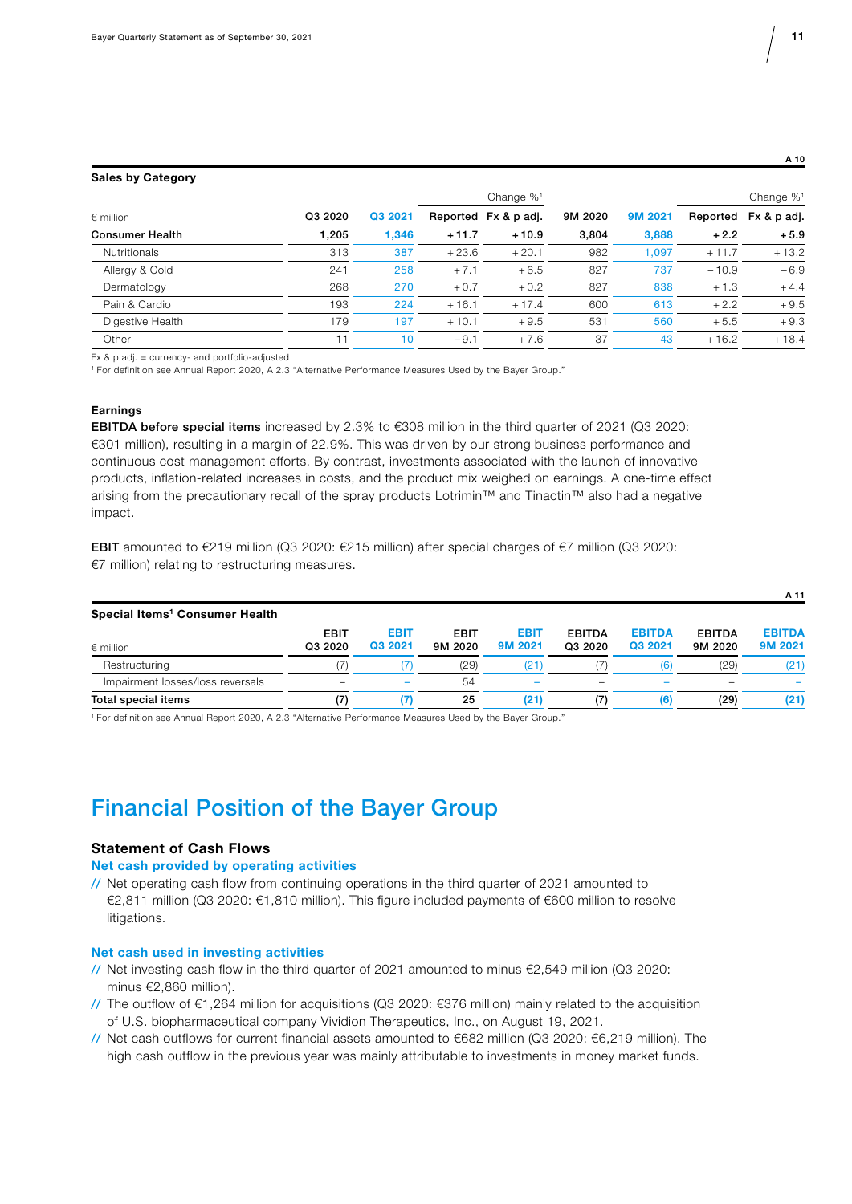A 10

**Sales by Category**

| € million | Q3 2020 | Q3 2021 | Change %[1] | | 9M 2020 | 9M 2021 | Change %[1] | |
|---|---|---|---|---|---|---|---|---|
| | | | Reported | Fx & p adj. | | | Reported | Fx & p adj. |
| **Consumer Health** | **1,205** | **1,346** | **+11.7** | **+10.9** | **3,804** | **3,888** | **+2.2** | **+5.9** |
| Nutritionals | 313 | 387 | +23.6 | +20.1 | 982 | 1,097 | +11.7 | +13.2 |
| Allergy & Cold | 241 | 258 | +7.1 | +6.5 | 827 | 737 | −10.9 | −6.9 |
| Dermatology | 268 | 270 | +0.7 | +0.2 | 827 | 838 | +1.3 | +4.4 |
| Pain & Cardio | 193 | 224 | +16.1 | +17.4 | 600 | 613 | +2.2 | +9.5 |
| Digestive Health | 179 | 197 | +10.1 | +9.5 | 531 | 560 | +5.5 | +9.3 |
| Other | 11 | 10 | −9.1 | +7.6 | 37 | 43 | +16.2 | +18.4 |

Fx & p adj. = currency- and portfolio-adjusted
[1] For definition see Annual Report 2020, A 2.3 "Alternative Performance Measures Used by the Bayer Group."

**Earnings**

**EBITDA before special items** increased by 2.3% to €308 million in the third quarter of 2021 (Q3 2020: €301 million), resulting in a margin of 22.9%. This was driven by our strong business performance and continuous cost management efforts. By contrast, investments associated with the launch of innovative products, inflation-related increases in costs, and the product mix weighed on earnings. A one-time effect arising from the precautionary recall of the spray products Lotrimin™ and Tinactin™ also had a negative impact.

**EBIT** amounted to €219 million (Q3 2020: €215 million) after special charges of €7 million (Q3 2020: €7 million) relating to restructuring measures.

A 11

**Special Items[1] Consumer Health**

| € million | EBIT Q3 2020 | EBIT Q3 2021 | EBIT 9M 2020 | EBIT 9M 2021 | EBITDA Q3 2020 | EBITDA Q3 2021 | EBITDA 9M 2020 | EBITDA 9M 2021 |
|---|---|---|---|---|---|---|---|---|
| Restructuring | (7) | (7) | (29) | (21) | (7) | (6) | (29) | (21) |
| Impairment losses/loss reversals | – | – | 54 | – | – | – | – | – |
| **Total special items** | **(7)** | **(7)** | **25** | **(21)** | **(7)** | **(6)** | **(29)** | **(21)** |

[1] For definition see Annual Report 2020, A 2.3 "Alternative Performance Measures Used by the Bayer Group."

# Financial Position of the Bayer Group

## Statement of Cash Flows

### Net cash provided by operating activities

// Net operating cash flow from continuing operations in the third quarter of 2021 amounted to €2,811 million (Q3 2020: €1,810 million). This figure included payments of €600 million to resolve litigations.

### Net cash used in investing activities

// Net investing cash flow in the third quarter of 2021 amounted to minus €2,549 million (Q3 2020: minus €2,860 million).

// The outflow of €1,264 million for acquisitions (Q3 2020: €376 million) mainly related to the acquisition of U.S. biopharmaceutical company Vividion Therapeutics, Inc., on August 19, 2021.

// Net cash outflows for current financial assets amounted to €682 million (Q3 2020: €6,219 million). The high cash outflow in the previous year was mainly attributable to investments in money market funds.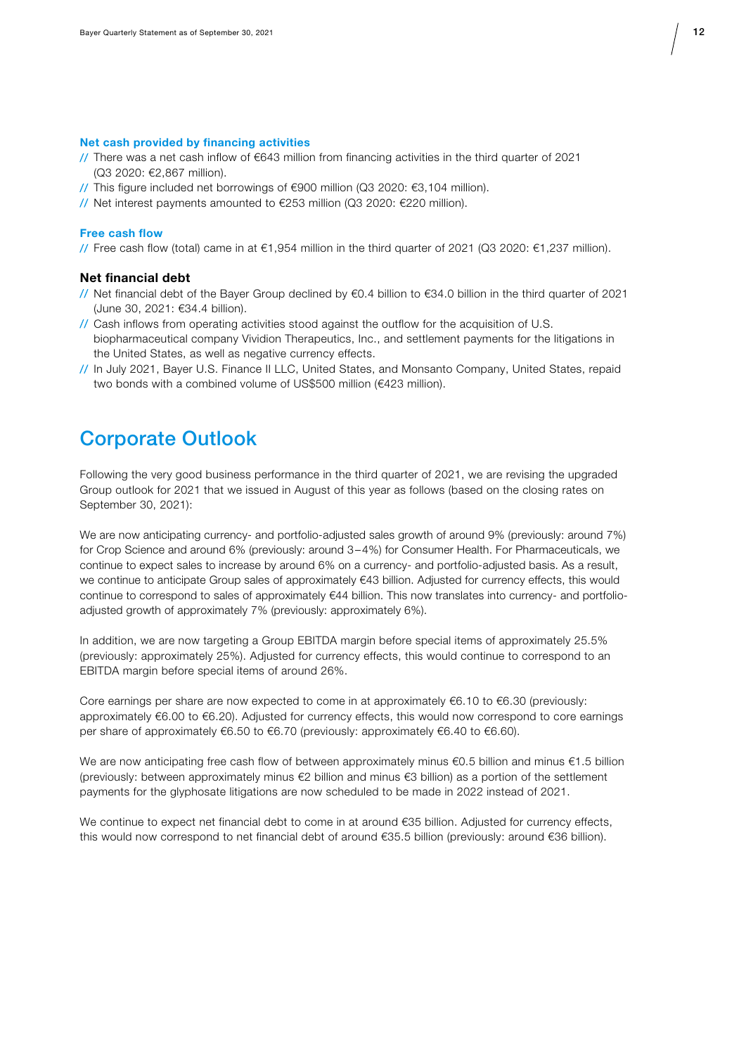### Net cash provided by financing activities

// There was a net cash inflow of €643 million from financing activities in the third quarter of 2021 (Q3 2020: €2,867 million).

// This figure included net borrowings of €900 million (Q3 2020: €3,104 million).

// Net interest payments amounted to €253 million (Q3 2020: €220 million).

### Free cash flow

// Free cash flow (total) came in at €1,954 million in the third quarter of 2021 (Q3 2020: €1,237 million).

### Net financial debt

// Net financial debt of the Bayer Group declined by €0.4 billion to €34.0 billion in the third quarter of 2021 (June 30, 2021: €34.4 billion).

// Cash inflows from operating activities stood against the outflow for the acquisition of U.S. biopharmaceutical company Vividion Therapeutics, Inc., and settlement payments for the litigations in the United States, as well as negative currency effects.

// In July 2021, Bayer U.S. Finance II LLC, United States, and Monsanto Company, United States, repaid two bonds with a combined volume of US$500 million (€423 million).

## Corporate Outlook

Following the very good business performance in the third quarter of 2021, we are revising the upgraded Group outlook for 2021 that we issued in August of this year as follows (based on the closing rates on September 30, 2021):

We are now anticipating currency- and portfolio-adjusted sales growth of around 9% (previously: around 7%) for Crop Science and around 6% (previously: around 3–4%) for Consumer Health. For Pharmaceuticals, we continue to expect sales to increase by around 6% on a currency- and portfolio-adjusted basis. As a result, we continue to anticipate Group sales of approximately €43 billion. Adjusted for currency effects, this would continue to correspond to sales of approximately €44 billion. This now translates into currency- and portfolio-adjusted growth of approximately 7% (previously: approximately 6%).

In addition, we are now targeting a Group EBITDA margin before special items of approximately 25.5% (previously: approximately 25%). Adjusted for currency effects, this would continue to correspond to an EBITDA margin before special items of around 26%.

Core earnings per share are now expected to come in at approximately €6.10 to €6.30 (previously: approximately €6.00 to €6.20). Adjusted for currency effects, this would now correspond to core earnings per share of approximately €6.50 to €6.70 (previously: approximately €6.40 to €6.60).

We are now anticipating free cash flow of between approximately minus €0.5 billion and minus €1.5 billion (previously: between approximately minus €2 billion and minus €3 billion) as a portion of the settlement payments for the glyphosate litigations are now scheduled to be made in 2022 instead of 2021.

We continue to expect net financial debt to come in at around €35 billion. Adjusted for currency effects, this would now correspond to net financial debt of around €35.5 billion (previously: around €36 billion).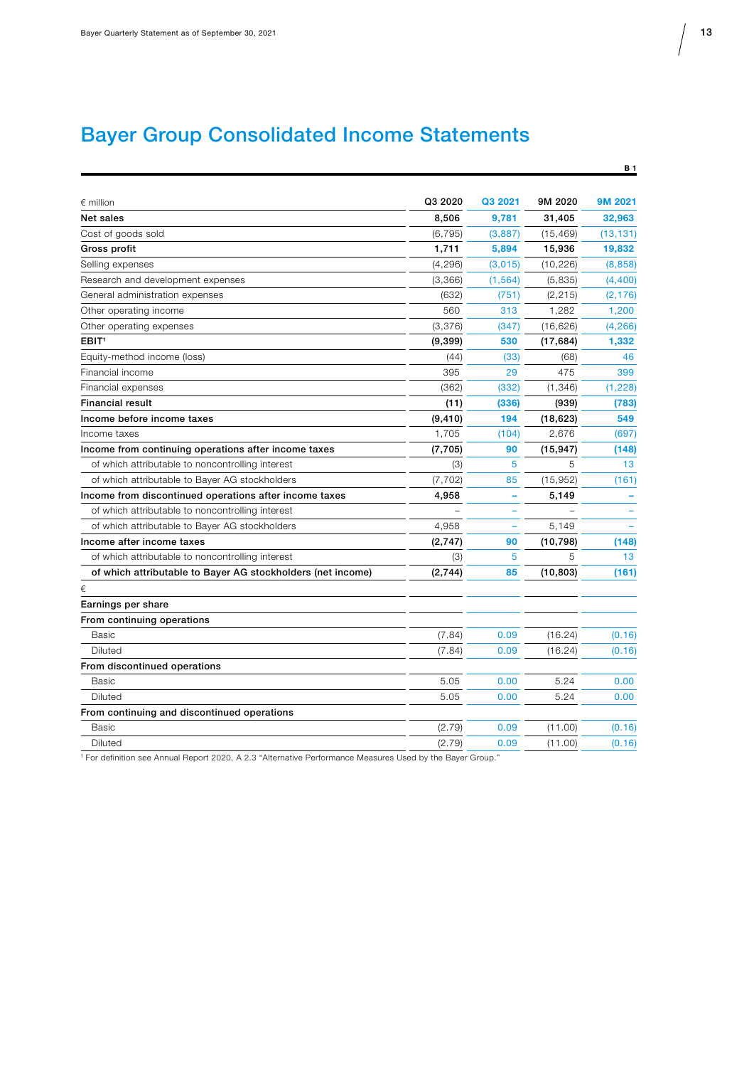# Bayer Group Consolidated Income Statements

B 1

| € million | Q3 2020 | Q3 2021 | 9M 2020 | 9M 2021 |
|---|---|---|---|---|
| **Net sales** | **8,506** | **9,781** | **31,405** | **32,963** |
| Cost of goods sold | (6,795) | (3,887) | (15,469) | (13,131) |
| **Gross profit** | **1,711** | **5,894** | **15,936** | **19,832** |
| Selling expenses | (4,296) | (3,015) | (10,226) | (8,858) |
| Research and development expenses | (3,366) | (1,564) | (5,835) | (4,400) |
| General administration expenses | (632) | (751) | (2,215) | (2,176) |
| Other operating income | 560 | 313 | 1,282 | 1,200 |
| Other operating expenses | (3,376) | (347) | (16,626) | (4,266) |
| **EBIT**[1] | **(9,399)** | **530** | **(17,684)** | **1,332** |
| Equity-method income (loss) | (44) | (33) | (68) | 46 |
| Financial income | 395 | 29 | 475 | 399 |
| Financial expenses | (362) | (332) | (1,346) | (1,228) |
| **Financial result** | **(11)** | **(336)** | **(939)** | **(783)** |
| **Income before income taxes** | **(9,410)** | **194** | **(18,623)** | **549** |
| Income taxes | 1,705 | (104) | 2,676 | (697) |
| **Income from continuing operations after income taxes** | **(7,705)** | **90** | **(15,947)** | **(148)** |
| of which attributable to noncontrolling interest | (3) | 5 | 5 | 13 |
| of which attributable to Bayer AG stockholders | (7,702) | 85 | (15,952) | (161) |
| **Income from discontinued operations after income taxes** | **4,958** | **–** | **5,149** | **–** |
| of which attributable to noncontrolling interest | – | – | – | – |
| of which attributable to Bayer AG stockholders | 4,958 | – | 5,149 | – |
| **Income after income taxes** | **(2,747)** | **90** | **(10,798)** | **(148)** |
| of which attributable to noncontrolling interest | (3) | 5 | 5 | 13 |
| **of which attributable to Bayer AG stockholders (net income)** | **(2,744)** | **85** | **(10,803)** | **(161)** |
| € | | | | |
| **Earnings per share** | | | | |
| **From continuing operations** | | | | |
| Basic | (7.84) | 0.09 | (16.24) | (0.16) |
| Diluted | (7.84) | 0.09 | (16.24) | (0.16) |
| **From discontinued operations** | | | | |
| Basic | 5.05 | 0.00 | 5.24 | 0.00 |
| Diluted | 5.05 | 0.00 | 5.24 | 0.00 |
| **From continuing and discontinued operations** | | | | |
| Basic | (2.79) | 0.09 | (11.00) | (0.16) |
| Diluted | (2.79) | 0.09 | (11.00) | (0.16) |

[1] For definition see Annual Report 2020, A 2.3 "Alternative Performance Measures Used by the Bayer Group."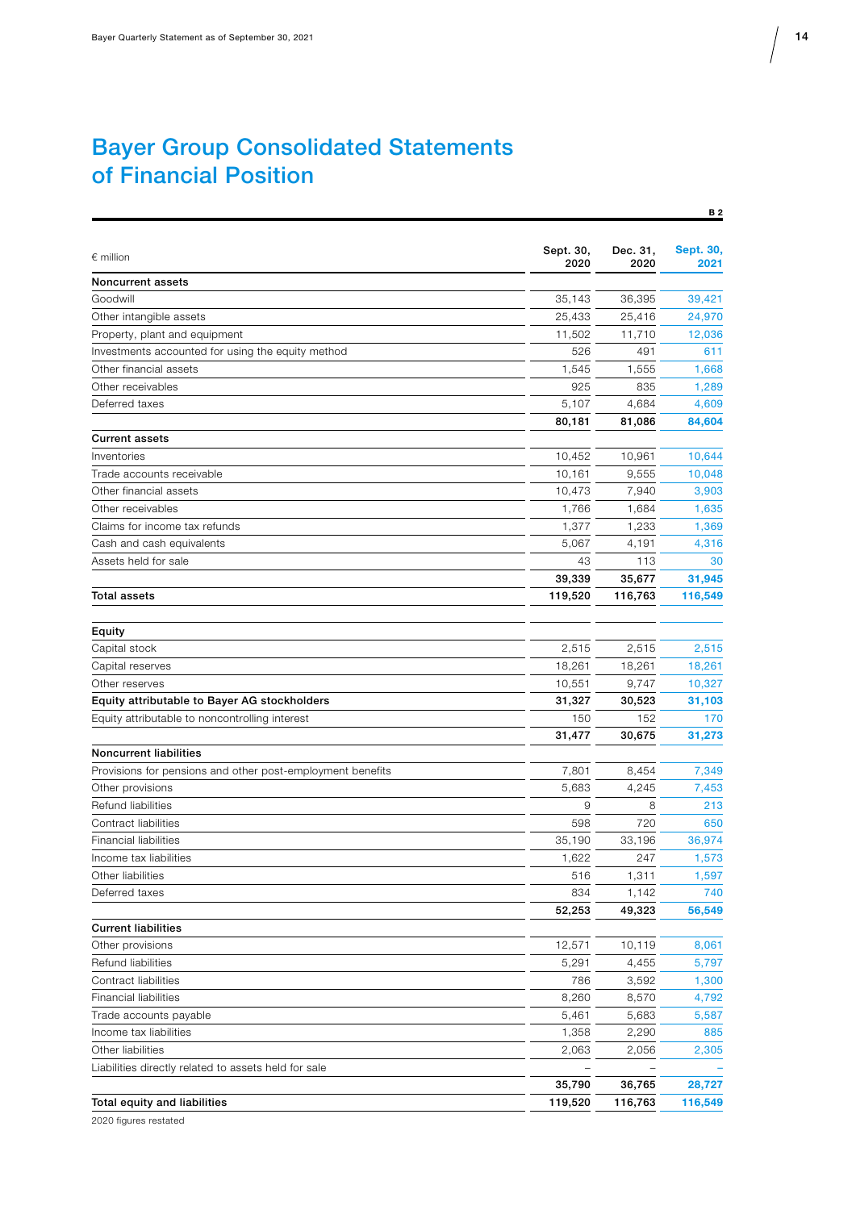# Bayer Group Consolidated Statements of Financial Position

B 2

| € million | Sept. 30, 2020 | Dec. 31, 2020 | Sept. 30, 2021 |
|---|---|---|---|
| **Noncurrent assets** | | | |
| Goodwill | 35,143 | 36,395 | 39,421 |
| Other intangible assets | 25,433 | 25,416 | 24,970 |
| Property, plant and equipment | 11,502 | 11,710 | 12,036 |
| Investments accounted for using the equity method | 526 | 491 | 611 |
| Other financial assets | 1,545 | 1,555 | 1,668 |
| Other receivables | 925 | 835 | 1,289 |
| Deferred taxes | 5,107 | 4,684 | 4,609 |
| | **80,181** | **81,086** | **84,604** |
| **Current assets** | | | |
| Inventories | 10,452 | 10,961 | 10,644 |
| Trade accounts receivable | 10,161 | 9,555 | 10,048 |
| Other financial assets | 10,473 | 7,940 | 3,903 |
| Other receivables | 1,766 | 1,684 | 1,635 |
| Claims for income tax refunds | 1,377 | 1,233 | 1,369 |
| Cash and cash equivalents | 5,067 | 4,191 | 4,316 |
| Assets held for sale | 43 | 113 | 30 |
| | **39,339** | **35,677** | **31,945** |
| **Total assets** | **119,520** | **116,763** | **116,549** |
| | | | |
| **Equity** | | | |
| Capital stock | 2,515 | 2,515 | 2,515 |
| Capital reserves | 18,261 | 18,261 | 18,261 |
| Other reserves | 10,551 | 9,747 | 10,327 |
| **Equity attributable to Bayer AG stockholders** | **31,327** | **30,523** | **31,103** |
| Equity attributable to noncontrolling interest | 150 | 152 | 170 |
| | **31,477** | **30,675** | **31,273** |
| **Noncurrent liabilities** | | | |
| Provisions for pensions and other post-employment benefits | 7,801 | 8,454 | 7,349 |
| Other provisions | 5,683 | 4,245 | 7,453 |
| Refund liabilities | 9 | 8 | 213 |
| Contract liabilities | 598 | 720 | 650 |
| Financial liabilities | 35,190 | 33,196 | 36,974 |
| Income tax liabilities | 1,622 | 247 | 1,573 |
| Other liabilities | 516 | 1,311 | 1,597 |
| Deferred taxes | 834 | 1,142 | 740 |
| | **52,253** | **49,323** | **56,549** |
| **Current liabilities** | | | |
| Other provisions | 12,571 | 10,119 | 8,061 |
| Refund liabilities | 5,291 | 4,455 | 5,797 |
| Contract liabilities | 786 | 3,592 | 1,300 |
| Financial liabilities | 8,260 | 8,570 | 4,792 |
| Trade accounts payable | 5,461 | 5,683 | 5,587 |
| Income tax liabilities | 1,358 | 2,290 | 885 |
| Other liabilities | 2,063 | 2,056 | 2,305 |
| Liabilities directly related to assets held for sale | – | – | – |
| | **35,790** | **36,765** | **28,727** |
| **Total equity and liabilities** | **119,520** | **116,763** | **116,549** |

2020 figures restated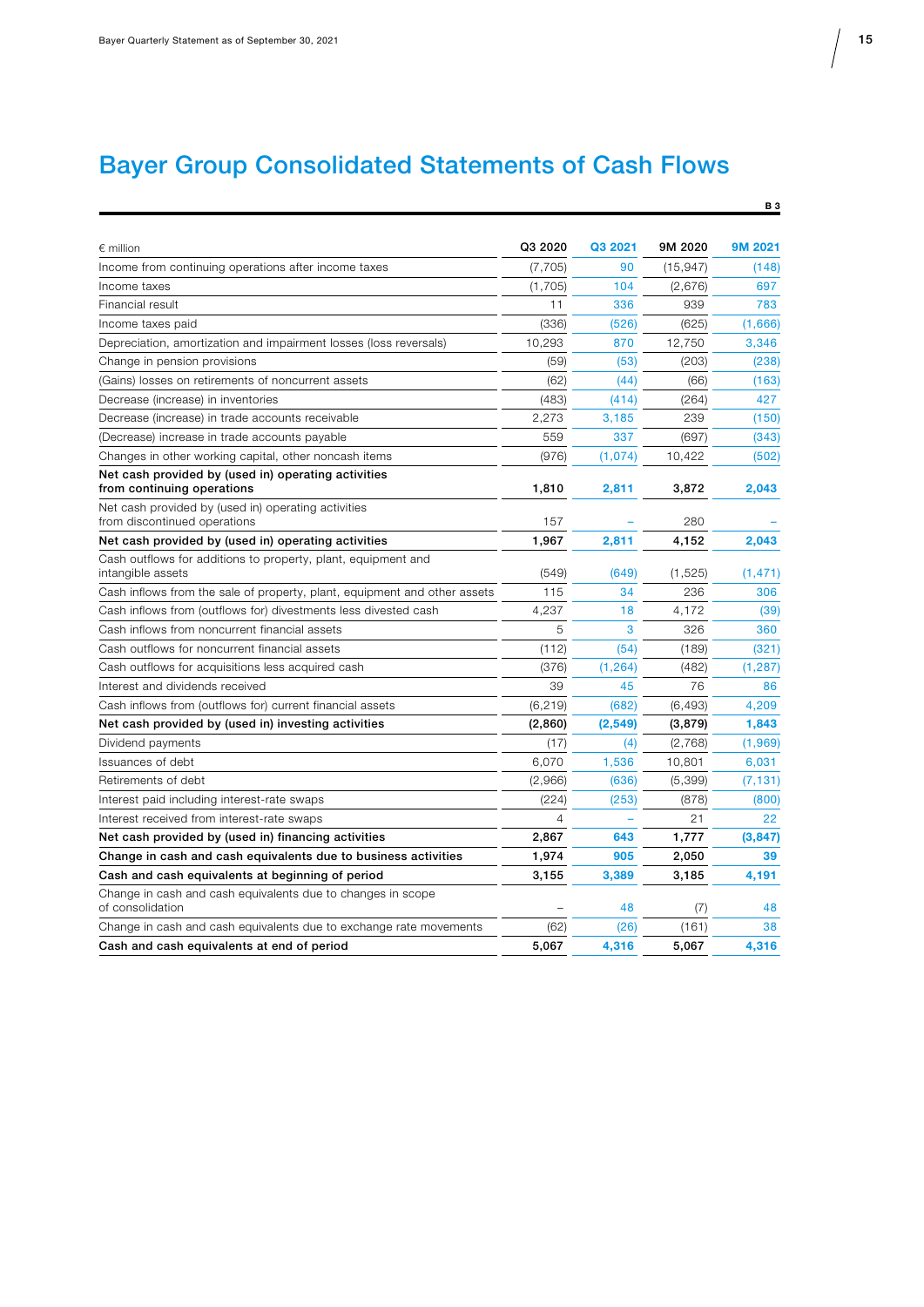# Bayer Group Consolidated Statements of Cash Flows

B 3

| € million | Q3 2020 | Q3 2021 | 9M 2020 | 9M 2021 |
|---|---|---|---|---|
| Income from continuing operations after income taxes | (7,705) | 90 | (15,947) | (148) |
| Income taxes | (1,705) | 104 | (2,676) | 697 |
| Financial result | 11 | 336 | 939 | 783 |
| Income taxes paid | (336) | (526) | (625) | (1,666) |
| Depreciation, amortization and impairment losses (loss reversals) | 10,293 | 870 | 12,750 | 3,346 |
| Change in pension provisions | (59) | (53) | (203) | (238) |
| (Gains) losses on retirements of noncurrent assets | (62) | (44) | (66) | (163) |
| Decrease (increase) in inventories | (483) | (414) | (264) | 427 |
| Decrease (increase) in trade accounts receivable | 2,273 | 3,185 | 239 | (150) |
| (Decrease) increase in trade accounts payable | 559 | 337 | (697) | (343) |
| Changes in other working capital, other noncash items | (976) | (1,074) | 10,422 | (502) |
| **Net cash provided by (used in) operating activities from continuing operations** | **1,810** | **2,811** | **3,872** | **2,043** |
| Net cash provided by (used in) operating activities from discontinued operations | 157 | – | 280 | – |
| **Net cash provided by (used in) operating activities** | **1,967** | **2,811** | **4,152** | **2,043** |
| Cash outflows for additions to property, plant, equipment and intangible assets | (549) | (649) | (1,525) | (1,471) |
| Cash inflows from the sale of property, plant, equipment and other assets | 115 | 34 | 236 | 306 |
| Cash inflows from (outflows for) divestments less divested cash | 4,237 | 18 | 4,172 | (39) |
| Cash inflows from noncurrent financial assets | 5 | 3 | 326 | 360 |
| Cash outflows for noncurrent financial assets | (112) | (54) | (189) | (321) |
| Cash outflows for acquisitions less acquired cash | (376) | (1,264) | (482) | (1,287) |
| Interest and dividends received | 39 | 45 | 76 | 86 |
| Cash inflows from (outflows for) current financial assets | (6,219) | (682) | (6,493) | 4,209 |
| **Net cash provided by (used in) investing activities** | **(2,860)** | **(2,549)** | **(3,879)** | **1,843** |
| Dividend payments | (17) | (4) | (2,768) | (1,969) |
| Issuances of debt | 6,070 | 1,536 | 10,801 | 6,031 |
| Retirements of debt | (2,966) | (636) | (5,399) | (7,131) |
| Interest paid including interest-rate swaps | (224) | (253) | (878) | (800) |
| Interest received from interest-rate swaps | 4 | – | 21 | 22 |
| **Net cash provided by (used in) financing activities** | **2,867** | **643** | **1,777** | **(3,847)** |
| **Change in cash and cash equivalents due to business activities** | **1,974** | **905** | **2,050** | **39** |
| **Cash and cash equivalents at beginning of period** | **3,155** | **3,389** | **3,185** | **4,191** |
| Change in cash and cash equivalents due to changes in scope of consolidation | – | 48 | (7) | 48 |
| Change in cash and cash equivalents due to exchange rate movements | (62) | (26) | (161) | 38 |
| **Cash and cash equivalents at end of period** | **5,067** | **4,316** | **5,067** | **4,316** |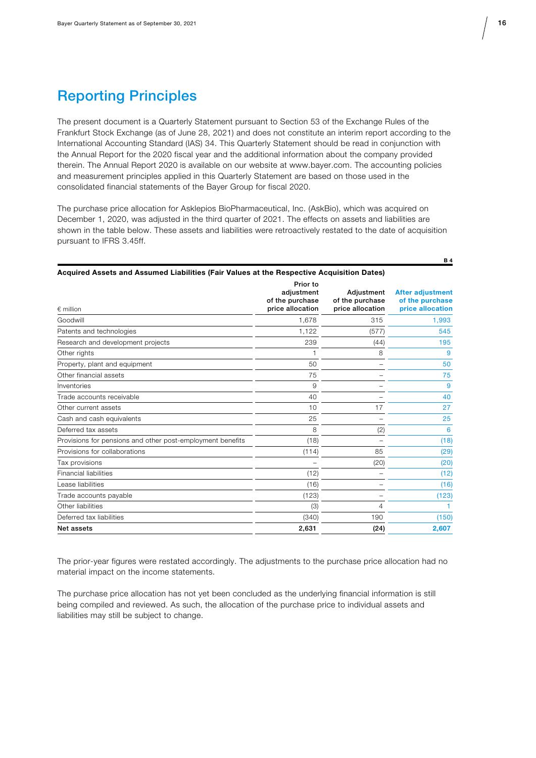# Reporting Principles

The present document is a Quarterly Statement pursuant to Section 53 of the Exchange Rules of the Frankfurt Stock Exchange (as of June 28, 2021) and does not constitute an interim report according to the International Accounting Standard (IAS) 34. This Quarterly Statement should be read in conjunction with the Annual Report for the 2020 fiscal year and the additional information about the company provided therein. The Annual Report 2020 is available on our website at www.bayer.com. The accounting policies and measurement principles applied in this Quarterly Statement are based on those used in the consolidated financial statements of the Bayer Group for fiscal 2020.

The purchase price allocation for Asklepios BioPharmaceutical, Inc. (AskBio), which was acquired on December 1, 2020, was adjusted in the third quarter of 2021. The effects on assets and liabilities are shown in the table below. These assets and liabilities were retroactively restated to the date of acquisition pursuant to IFRS 3.45ff.

B 4

**Acquired Assets and Assumed Liabilities (Fair Values at the Respective Acquisition Dates)**

| € million | Prior to adjustment of the purchase price allocation | Adjustment of the purchase price allocation | After adjustment of the purchase price allocation |
|---|---|---|---|
| Goodwill | 1,678 | 315 | 1,993 |
| Patents and technologies | 1,122 | (577) | 545 |
| Research and development projects | 239 | (44) | 195 |
| Other rights | 1 | 8 | 9 |
| Property, plant and equipment | 50 | – | 50 |
| Other financial assets | 75 | – | 75 |
| Inventories | 9 | – | 9 |
| Trade accounts receivable | 40 | – | 40 |
| Other current assets | 10 | 17 | 27 |
| Cash and cash equivalents | 25 | – | 25 |
| Deferred tax assets | 8 | (2) | 6 |
| Provisions for pensions and other post-employment benefits | (18) | – | (18) |
| Provisions for collaborations | (114) | 85 | (29) |
| Tax provisions | – | (20) | (20) |
| Financial liabilities | (12) | – | (12) |
| Lease liabilities | (16) | – | (16) |
| Trade accounts payable | (123) | – | (123) |
| Other liabilities | (3) | 4 | 1 |
| Deferred tax liabilities | (340) | 190 | (150) |
| **Net assets** | **2,631** | **(24)** | **2,607** |

The prior-year figures were restated accordingly. The adjustments to the purchase price allocation had no material impact on the income statements.

The purchase price allocation has not yet been concluded as the underlying financial information is still being compiled and reviewed. As such, the allocation of the purchase price to individual assets and liabilities may still be subject to change.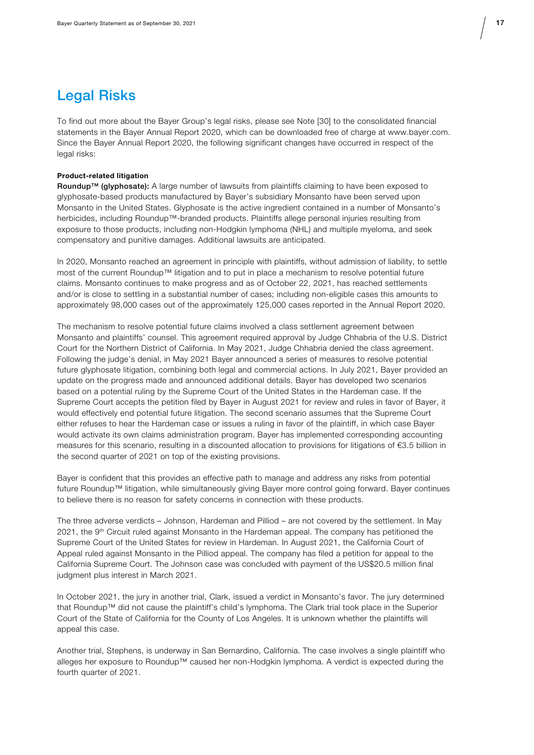# Legal Risks

To find out more about the Bayer Group's legal risks, please see Note [30] to the consolidated financial statements in the Bayer Annual Report 2020, which can be downloaded free of charge at www.bayer.com. Since the Bayer Annual Report 2020, the following significant changes have occurred in respect of the legal risks:

**Product-related litigation**

**Roundup™ (glyphosate):** A large number of lawsuits from plaintiffs claiming to have been exposed to glyphosate-based products manufactured by Bayer's subsidiary Monsanto have been served upon Monsanto in the United States. Glyphosate is the active ingredient contained in a number of Monsanto's herbicides, including Roundup™-branded products. Plaintiffs allege personal injuries resulting from exposure to those products, including non-Hodgkin lymphoma (NHL) and multiple myeloma, and seek compensatory and punitive damages. Additional lawsuits are anticipated.

In 2020, Monsanto reached an agreement in principle with plaintiffs, without admission of liability, to settle most of the current Roundup™ litigation and to put in place a mechanism to resolve potential future claims. Monsanto continues to make progress and as of October 22, 2021, has reached settlements and/or is close to settling in a substantial number of cases; including non-eligible cases this amounts to approximately 98,000 cases out of the approximately 125,000 cases reported in the Annual Report 2020.

The mechanism to resolve potential future claims involved a class settlement agreement between Monsanto and plaintiffs' counsel. This agreement required approval by Judge Chhabria of the U.S. District Court for the Northern District of California. In May 2021, Judge Chhabria denied the class agreement. Following the judge's denial, in May 2021 Bayer announced a series of measures to resolve potential future glyphosate litigation, combining both legal and commercial actions. In July 2021, Bayer provided an update on the progress made and announced additional details. Bayer has developed two scenarios based on a potential ruling by the Supreme Court of the United States in the Hardeman case. If the Supreme Court accepts the petition filed by Bayer in August 2021 for review and rules in favor of Bayer, it would effectively end potential future litigation. The second scenario assumes that the Supreme Court either refuses to hear the Hardeman case or issues a ruling in favor of the plaintiff, in which case Bayer would activate its own claims administration program. Bayer has implemented corresponding accounting measures for this scenario, resulting in a discounted allocation to provisions for litigations of €3.5 billion in the second quarter of 2021 on top of the existing provisions.

Bayer is confident that this provides an effective path to manage and address any risks from potential future Roundup™ litigation, while simultaneously giving Bayer more control going forward. Bayer continues to believe there is no reason for safety concerns in connection with these products.

The three adverse verdicts – Johnson, Hardeman and Pilliod – are not covered by the settlement. In May 2021, the 9th Circuit ruled against Monsanto in the Hardeman appeal. The company has petitioned the Supreme Court of the United States for review in Hardeman. In August 2021, the California Court of Appeal ruled against Monsanto in the Pilliod appeal. The company has filed a petition for appeal to the California Supreme Court. The Johnson case was concluded with payment of the US$20.5 million final judgment plus interest in March 2021.

In October 2021, the jury in another trial, Clark, issued a verdict in Monsanto's favor. The jury determined that Roundup™ did not cause the plaintiff's child's lymphoma. The Clark trial took place in the Superior Court of the State of California for the County of Los Angeles. It is unknown whether the plaintiffs will appeal this case.

Another trial, Stephens, is underway in San Bernardino, California. The case involves a single plaintiff who alleges her exposure to Roundup™ caused her non-Hodgkin lymphoma. A verdict is expected during the fourth quarter of 2021.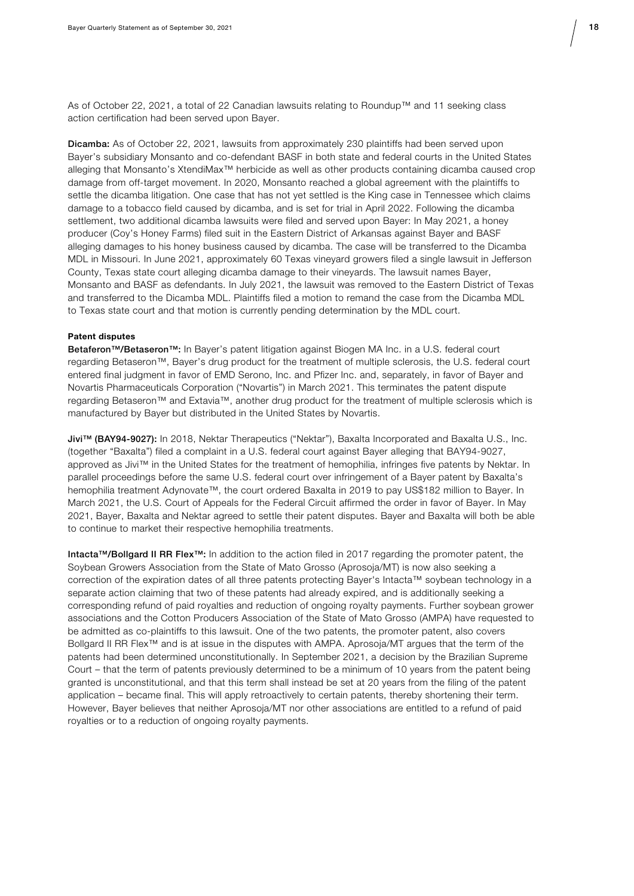As of October 22, 2021, a total of 22 Canadian lawsuits relating to Roundup™ and 11 seeking class action certification had been served upon Bayer.

**Dicamba:** As of October 22, 2021, lawsuits from approximately 230 plaintiffs had been served upon Bayer's subsidiary Monsanto and co-defendant BASF in both state and federal courts in the United States alleging that Monsanto's XtendiMax™ herbicide as well as other products containing dicamba caused crop damage from off-target movement. In 2020, Monsanto reached a global agreement with the plaintiffs to settle the dicamba litigation. One case that has not yet settled is the King case in Tennessee which claims damage to a tobacco field caused by dicamba, and is set for trial in April 2022. Following the dicamba settlement, two additional dicamba lawsuits were filed and served upon Bayer: In May 2021, a honey producer (Coy's Honey Farms) filed suit in the Eastern District of Arkansas against Bayer and BASF alleging damages to his honey business caused by dicamba. The case will be transferred to the Dicamba MDL in Missouri. In June 2021, approximately 60 Texas vineyard growers filed a single lawsuit in Jefferson County, Texas state court alleging dicamba damage to their vineyards. The lawsuit names Bayer, Monsanto and BASF as defendants. In July 2021, the lawsuit was removed to the Eastern District of Texas and transferred to the Dicamba MDL. Plaintiffs filed a motion to remand the case from the Dicamba MDL to Texas state court and that motion is currently pending determination by the MDL court.

**Patent disputes**

**Betaferon™/Betaseron™:** In Bayer's patent litigation against Biogen MA Inc. in a U.S. federal court regarding Betaseron™, Bayer's drug product for the treatment of multiple sclerosis, the U.S. federal court entered final judgment in favor of EMD Serono, Inc. and Pfizer Inc. and, separately, in favor of Bayer and Novartis Pharmaceuticals Corporation ("Novartis") in March 2021. This terminates the patent dispute regarding Betaseron™ and Extavia™, another drug product for the treatment of multiple sclerosis which is manufactured by Bayer but distributed in the United States by Novartis.

**Jivi™ (BAY94-9027):** In 2018, Nektar Therapeutics ("Nektar"), Baxalta Incorporated and Baxalta U.S., Inc. (together "Baxalta") filed a complaint in a U.S. federal court against Bayer alleging that BAY94-9027, approved as Jivi™ in the United States for the treatment of hemophilia, infringes five patents by Nektar. In parallel proceedings before the same U.S. federal court over infringement of a Bayer patent by Baxalta's hemophilia treatment Adynovate™, the court ordered Baxalta in 2019 to pay US$182 million to Bayer. In March 2021, the U.S. Court of Appeals for the Federal Circuit affirmed the order in favor of Bayer. In May 2021, Bayer, Baxalta and Nektar agreed to settle their patent disputes. Bayer and Baxalta will both be able to continue to market their respective hemophilia treatments.

**Intacta™/Bollgard II RR Flex™:** In addition to the action filed in 2017 regarding the promoter patent, the Soybean Growers Association from the State of Mato Grosso (Aprosoja/MT) is now also seeking a correction of the expiration dates of all three patents protecting Bayer's Intacta™ soybean technology in a separate action claiming that two of these patents had already expired, and is additionally seeking a corresponding refund of paid royalties and reduction of ongoing royalty payments. Further soybean grower associations and the Cotton Producers Association of the State of Mato Grosso (AMPA) have requested to be admitted as co-plaintiffs to this lawsuit. One of the two patents, the promoter patent, also covers Bollgard II RR Flex™ and is at issue in the disputes with AMPA. Aprosoja/MT argues that the term of the patents had been determined unconstitutionally. In September 2021, a decision by the Brazilian Supreme Court – that the term of patents previously determined to be a minimum of 10 years from the patent being granted is unconstitutional, and that this term shall instead be set at 20 years from the filing of the patent application – became final. This will apply retroactively to certain patents, thereby shortening their term. However, Bayer believes that neither Aprosoja/MT nor other associations are entitled to a refund of paid royalties or to a reduction of ongoing royalty payments.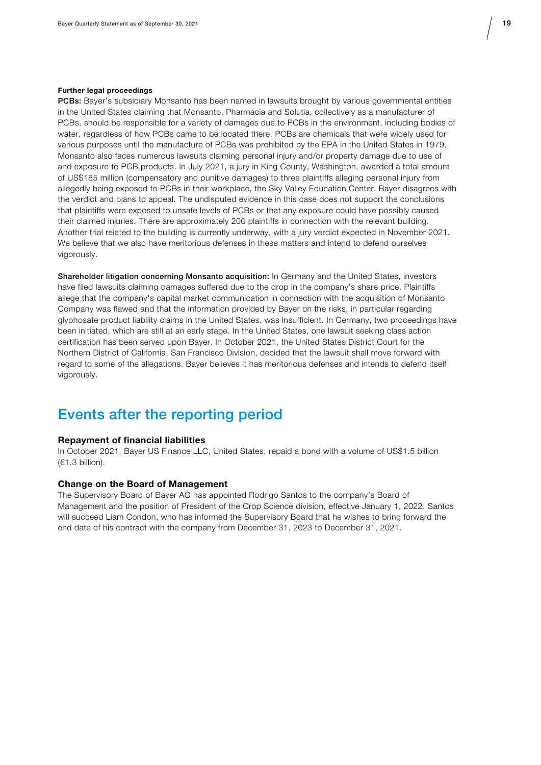**Further legal proceedings**

**PCBs:** Bayer's subsidiary Monsanto has been named in lawsuits brought by various governmental entities in the United States claiming that Monsanto, Pharmacia and Solutia, collectively as a manufacturer of PCBs, should be responsible for a variety of damages due to PCBs in the environment, including bodies of water, regardless of how PCBs came to be located there. PCBs are chemicals that were widely used for various purposes until the manufacture of PCBs was prohibited by the EPA in the United States in 1979. Monsanto also faces numerous lawsuits claiming personal injury and/or property damage due to use of and exposure to PCB products. In July 2021, a jury in King County, Washington, awarded a total amount of US$185 million (compensatory and punitive damages) to three plaintiffs alleging personal injury from allegedly being exposed to PCBs in their workplace, the Sky Valley Education Center. Bayer disagrees with the verdict and plans to appeal. The undisputed evidence in this case does not support the conclusions that plaintiffs were exposed to unsafe levels of PCBs or that any exposure could have possibly caused their claimed injuries. There are approximately 200 plaintiffs in connection with the relevant building. Another trial related to the building is currently underway, with a jury verdict expected in November 2021. We believe that we also have meritorious defenses in these matters and intend to defend ourselves vigorously.

**Shareholder litigation concerning Monsanto acquisition:** In Germany and the United States, investors have filed lawsuits claiming damages suffered due to the drop in the company's share price. Plaintiffs allege that the company's capital market communication in connection with the acquisition of Monsanto Company was flawed and that the information provided by Bayer on the risks, in particular regarding glyphosate product liability claims in the United States, was insufficient. In Germany, two proceedings have been initiated, which are still at an early stage. In the United States, one lawsuit seeking class action certification has been served upon Bayer. In October 2021, the United States District Court for the Northern District of California, San Francisco Division, decided that the lawsuit shall move forward with regard to some of the allegations. Bayer believes it has meritorious defenses and intends to defend itself vigorously.

# Events after the reporting period

### Repayment of financial liabilities

In October 2021, Bayer US Finance LLC, United States, repaid a bond with a volume of US$1.5 billion (€1.3 billion).

### Change on the Board of Management

The Supervisory Board of Bayer AG has appointed Rodrigo Santos to the company's Board of Management and the position of President of the Crop Science division, effective January 1, 2022. Santos will succeed Liam Condon, who has informed the Supervisory Board that he wishes to bring forward the end date of his contract with the company from December 31, 2023 to December 31, 2021.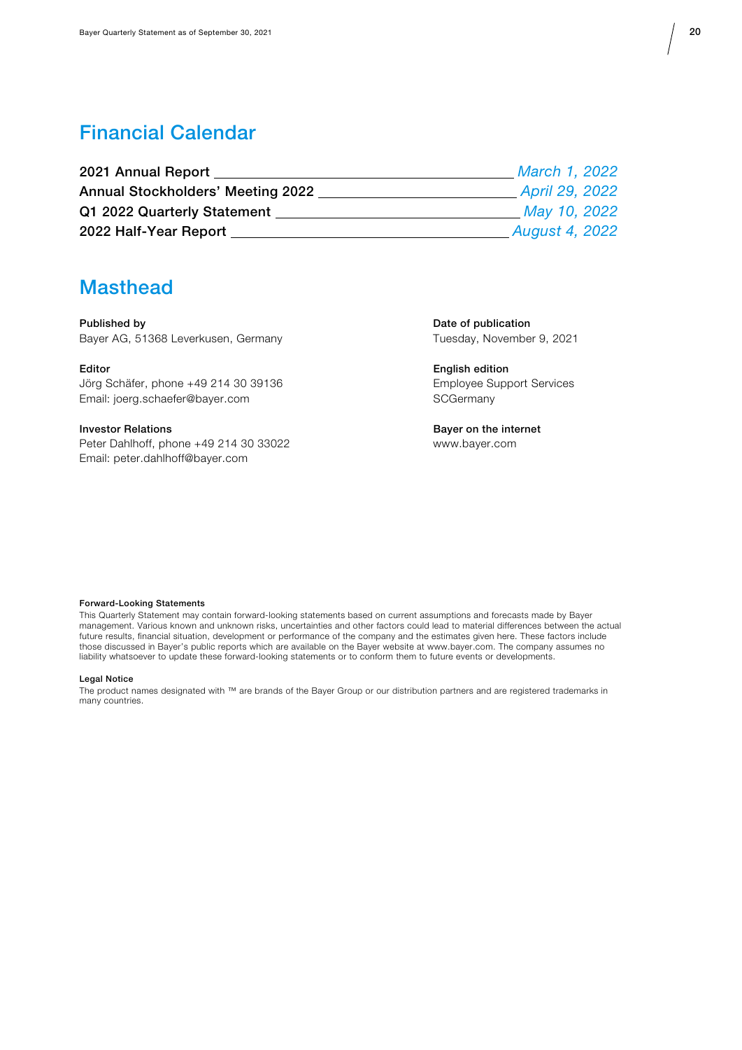## Financial Calendar

| | |
|---|---|
| **2021 Annual Report** | *March 1, 2022* |
| **Annual Stockholders' Meeting 2022** | *April 29, 2022* |
| **Q1 2022 Quarterly Statement** | *May 10, 2022* |
| **2022 Half-Year Report** | *August 4, 2022* |

## Masthead

**Published by**
Bayer AG, 51368 Leverkusen, Germany

**Editor**
Jörg Schäfer, phone +49 214 30 39136
Email: joerg.schaefer@bayer.com

**Investor Relations**
Peter Dahlhoff, phone +49 214 30 33022
Email: peter.dahlhoff@bayer.com

**Date of publication**
Tuesday, November 9, 2021

**English edition**
Employee Support Services
SCGermany

**Bayer on the internet**
www.bayer.com

**Forward-Looking Statements**
This Quarterly Statement may contain forward-looking statements based on current assumptions and forecasts made by Bayer management. Various known and unknown risks, uncertainties and other factors could lead to material differences between the actual future results, financial situation, development or performance of the company and the estimates given here. These factors include those discussed in Bayer's public reports which are available on the Bayer website at www.bayer.com. The company assumes no liability whatsoever to update these forward-looking statements or to conform them to future events or developments.

**Legal Notice**
The product names designated with ™ are brands of the Bayer Group or our distribution partners and are registered trademarks in many countries.